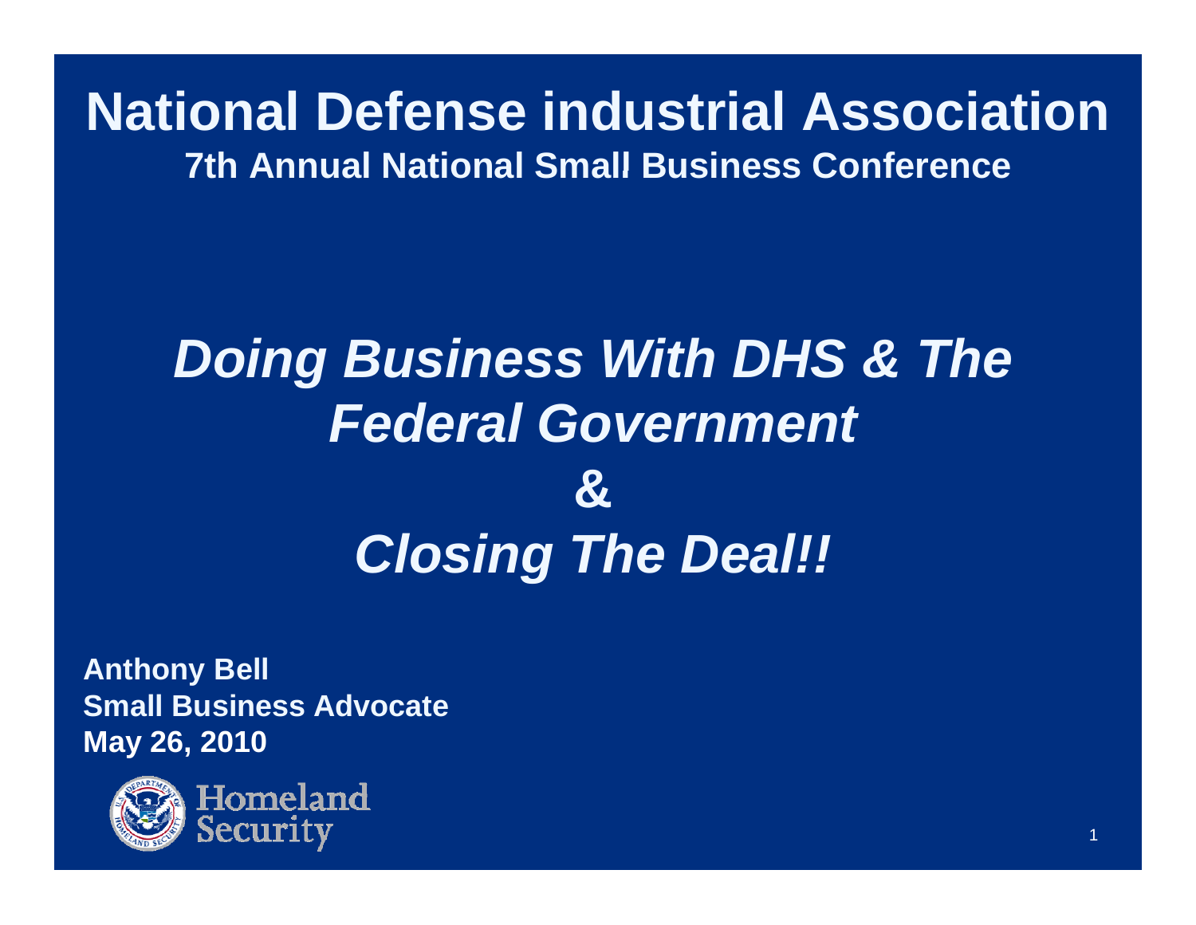# National Defense industrial Association

## 7th Annual National Small Business Conference

# *Doing Business With DHS & The Federal Government*

# *&*

# *Closing The Deal!!*

**Anthony Bell**
**Small Business Advocate**
**May 26, 2010**

Homeland Security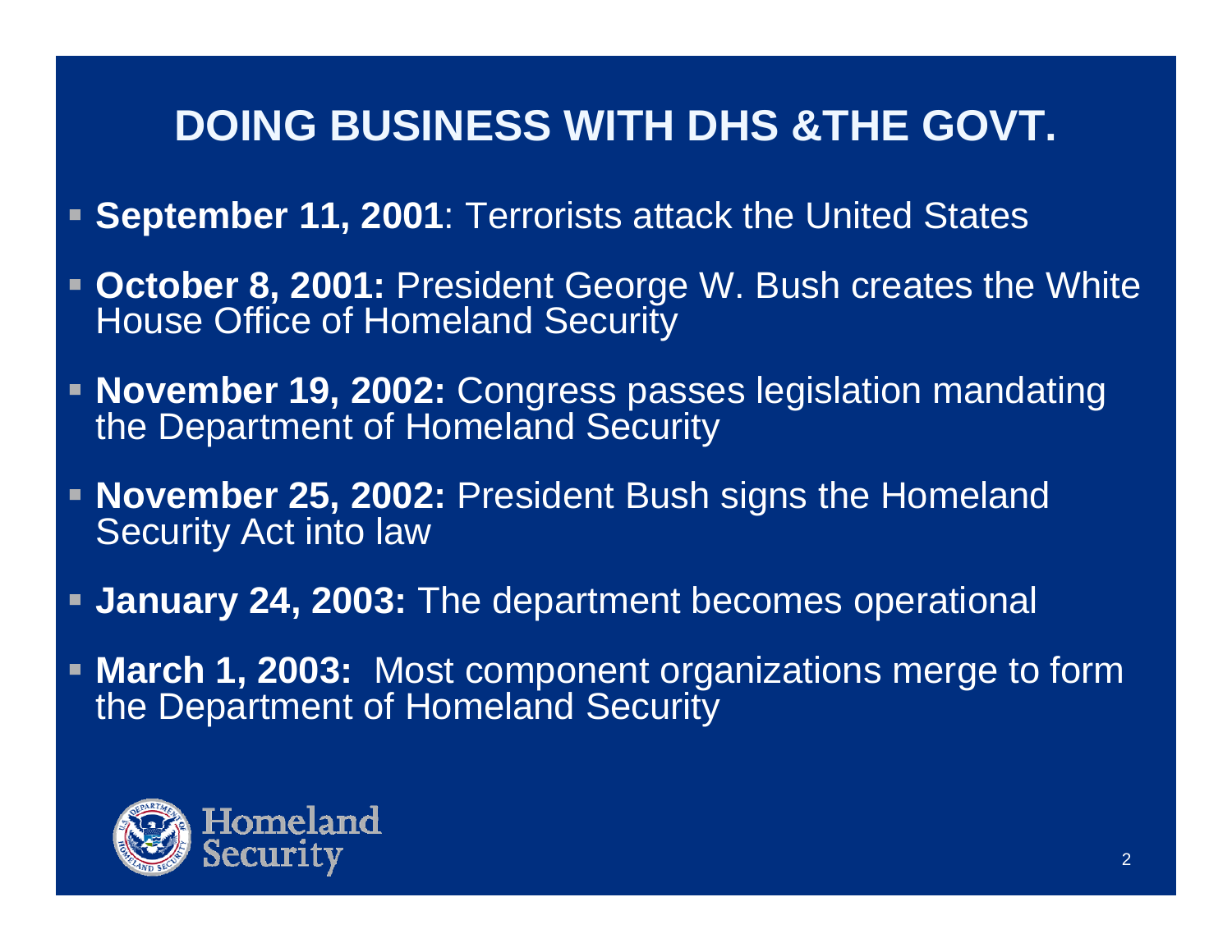# DOING BUSINESS WITH DHS &THE GOVT.

- **September 11, 2001**: Terrorists attack the United States
- **October 8, 2001:** President George W. Bush creates the White House Office of Homeland Security
- **November 19, 2002:** Congress passes legislation mandating the Department of Homeland Security
- **November 25, 2002:** President Bush signs the Homeland Security Act into law
- **January 24, 2003:** The department becomes operational
- **March 1, 2003:** Most component organizations merge to form the Department of Homeland Security

Homeland Security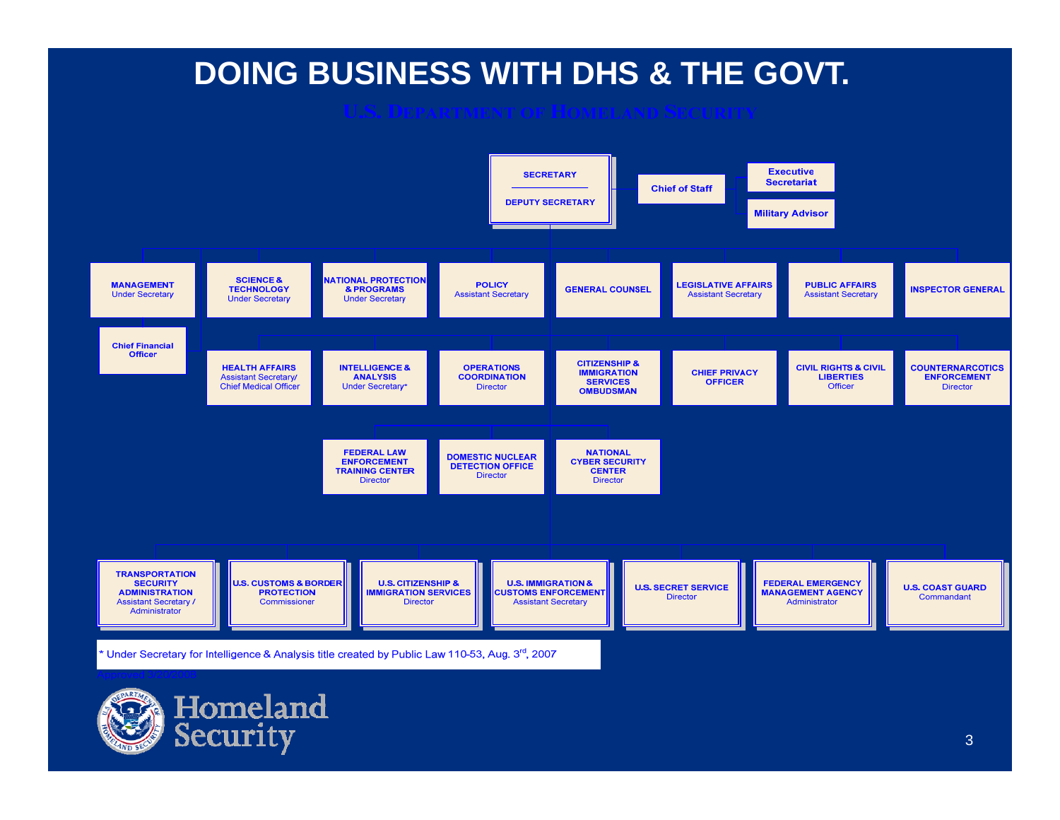# DOING BUSINESS WITH DHS & THE GOVT.

## U.S. Department of Homeland Security

- **SECRETARY**
- **DEPUTY SECRETARY**
- **Chief of Staff**
- **Executive Secretariat**
- **Military Advisor**

- **MANAGEMENT** Under Secretary
  - **Chief Financial Officer**
- **SCIENCE & TECHNOLOGY** Under Secretary
- **NATIONAL PROTECTION & PROGRAMS** Under Secretary
- **POLICY** Assistant Secretary
- **GENERAL COUNSEL**
- **LEGISLATIVE AFFAIRS** Assistant Secretary
- **PUBLIC AFFAIRS** Assistant Secretary
- **INSPECTOR GENERAL**

- **HEALTH AFFAIRS** Assistant Secretary/ Chief Medical Officer
- **INTELLIGENCE & ANALYSIS** Under Secretary*
- **OPERATIONS COORDINATION** Director
- **CITIZENSHIP & IMMIGRATION SERVICES OMBUDSMAN**
- **CHIEF PRIVACY OFFICER**
- **CIVIL RIGHTS & CIVIL LIBERTIES** Officer
- **COUNTERNARCOTICS ENFORCEMENT** Director

- **FEDERAL LAW ENFORCEMENT TRAINING CENTER** Director
- **DOMESTIC NUCLEAR DETECTION OFFICE** Director
- **NATIONAL CYBER SECURITY CENTER** Director

- **TRANSPORTATION SECURITY ADMINISTRATION** Assistant Secretary / Administrator
- **U.S. CUSTOMS & BORDER PROTECTION** Commissioner
- **U.S. CITIZENSHIP & IMMIGRATION SERVICES** Director
- **U.S. IMMIGRATION & CUSTOMS ENFORCEMENT** Assistant Secretary
- **U.S. SECRET SERVICE** Director
- **FEDERAL EMERGENCY MANAGEMENT AGENCY** Administrator
- **U.S. COAST GUARD** Commandant

* Under Secretary for Intelligence & Analysis title created by Public Law 110-53, Aug. 3rd, 2007

Approved 3/20/2008

Homeland Security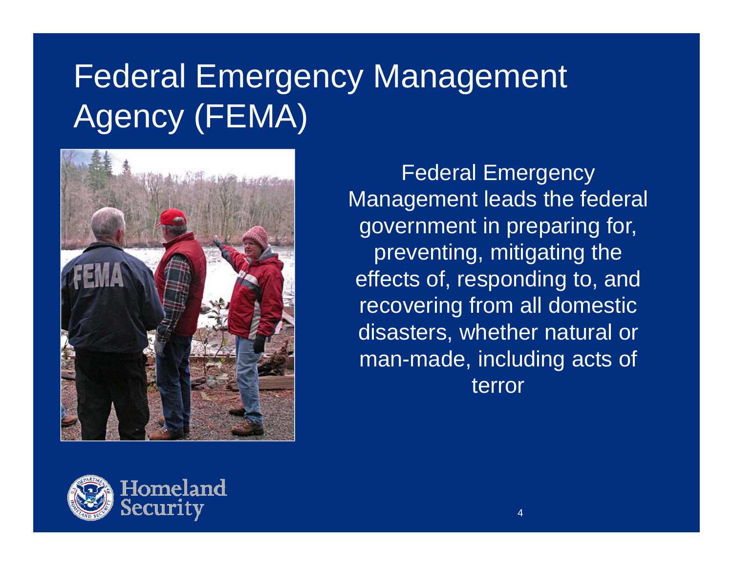# Federal Emergency Management Agency (FEMA)

Federal Emergency Management leads the federal government in preparing for, preventing, mitigating the effects of, responding to, and recovering from all domestic disasters, whether natural or man-made, including acts of terror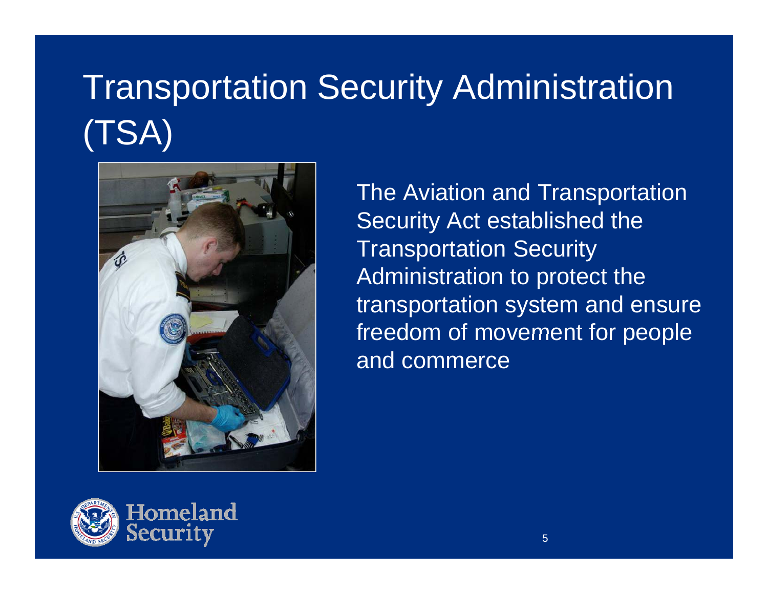# Transportation Security Administration (TSA)

The Aviation and Transportation Security Act established the Transportation Security Administration to protect the transportation system and ensure freedom of movement for people and commerce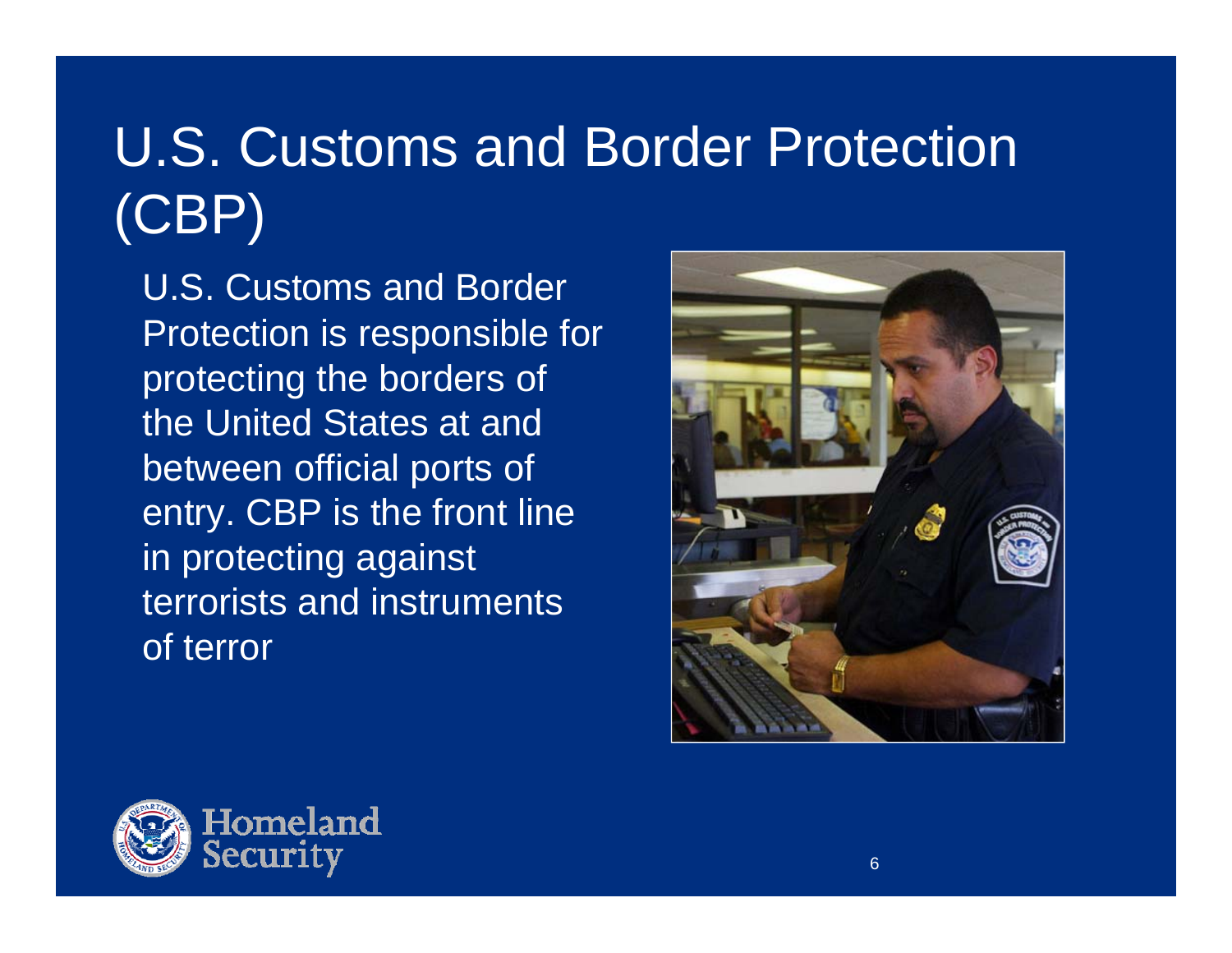# U.S. Customs and Border Protection (CBP)

U.S. Customs and Border Protection is responsible for protecting the borders of the United States at and between official ports of entry. CBP is the front line in protecting against terrorists and instruments of terror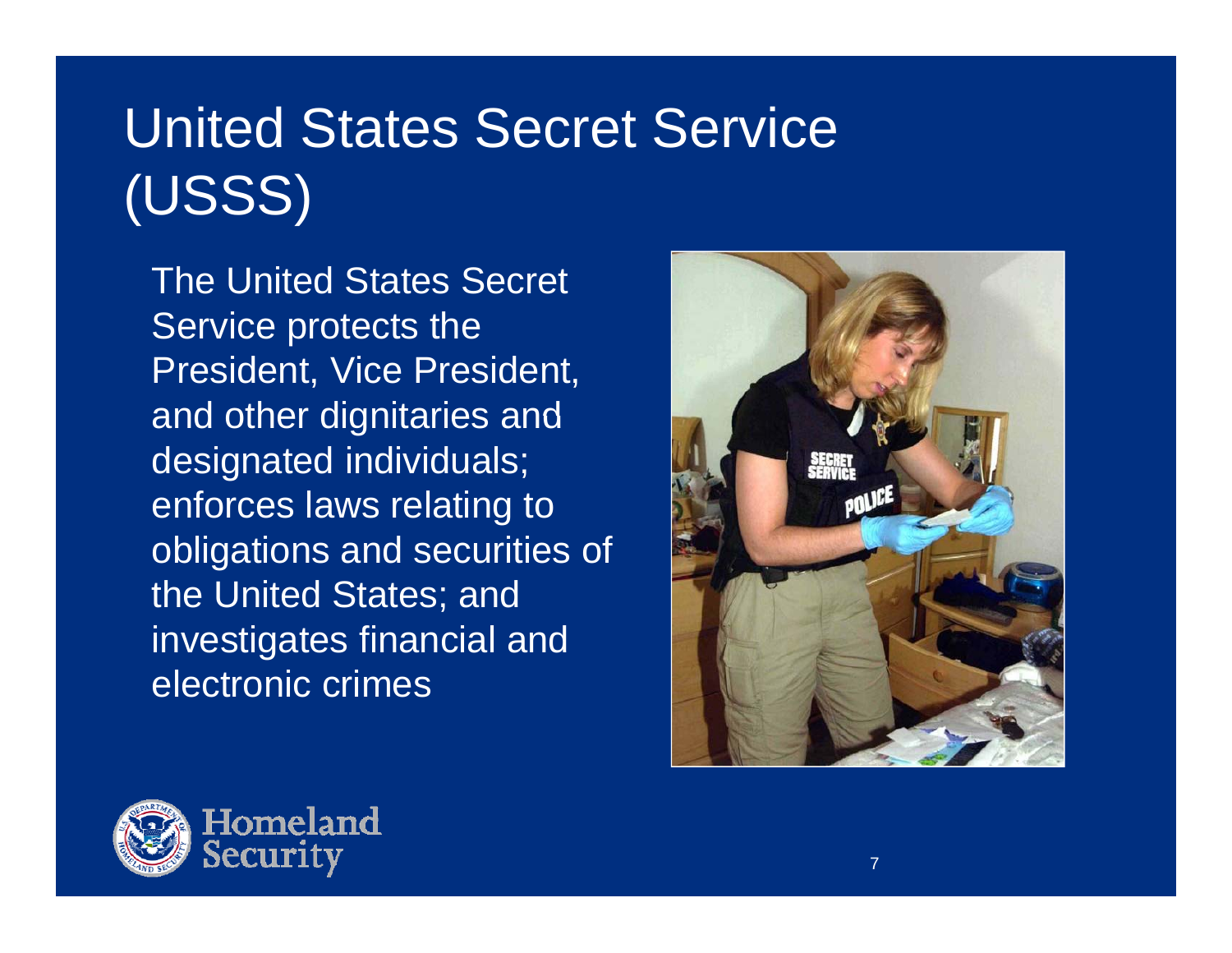# United States Secret Service (USSS)

The United States Secret Service protects the President, Vice President, and other dignitaries and designated individuals; enforces laws relating to obligations and securities of the United States; and investigates financial and electronic crimes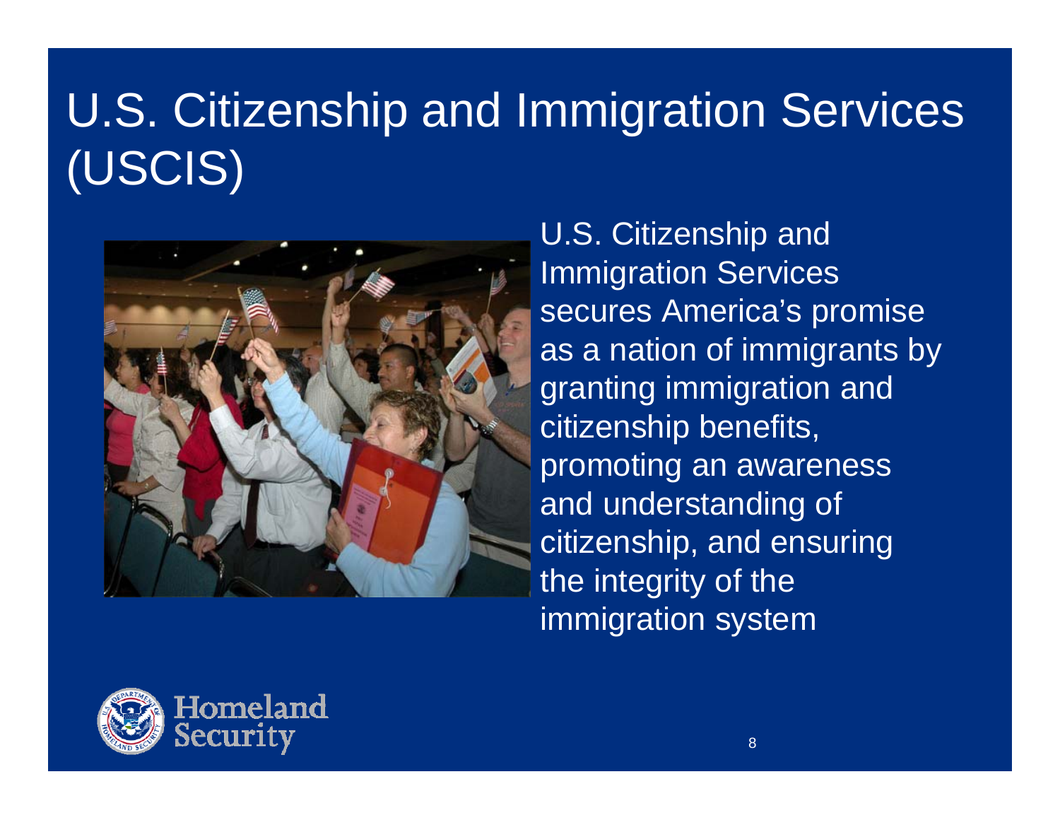# U.S. Citizenship and Immigration Services (USCIS)

U.S. Citizenship and Immigration Services secures America's promise as a nation of immigrants by granting immigration and citizenship benefits, promoting an awareness and understanding of citizenship, and ensuring the integrity of the immigration system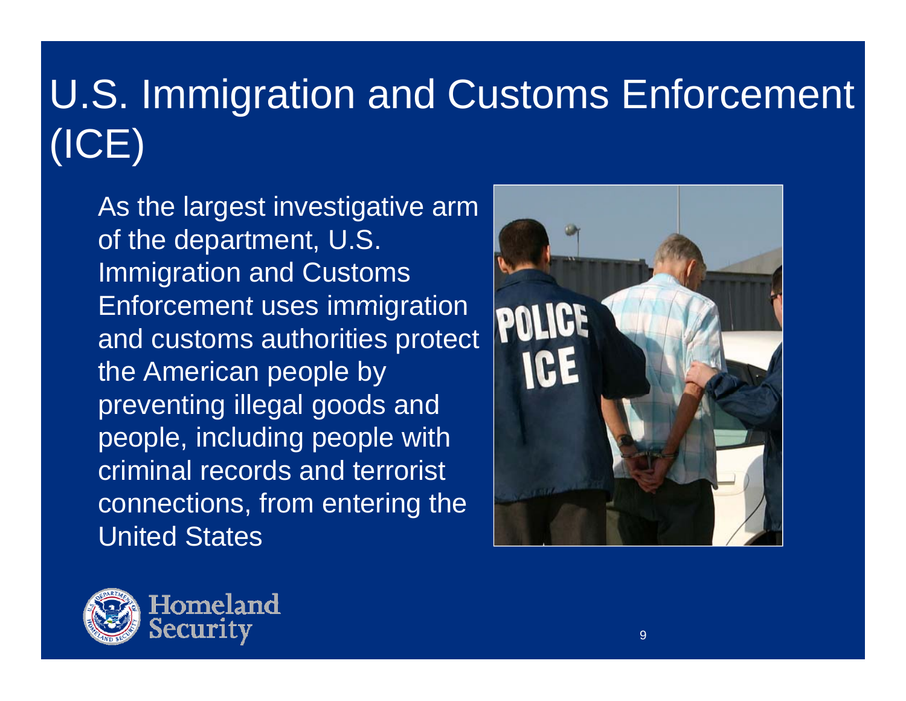# U.S. Immigration and Customs Enforcement (ICE)

As the largest investigative arm of the department, U.S. Immigration and Customs Enforcement uses immigration and customs authorities protect the American people by preventing illegal goods and people, including people with criminal records and terrorist connections, from entering the United States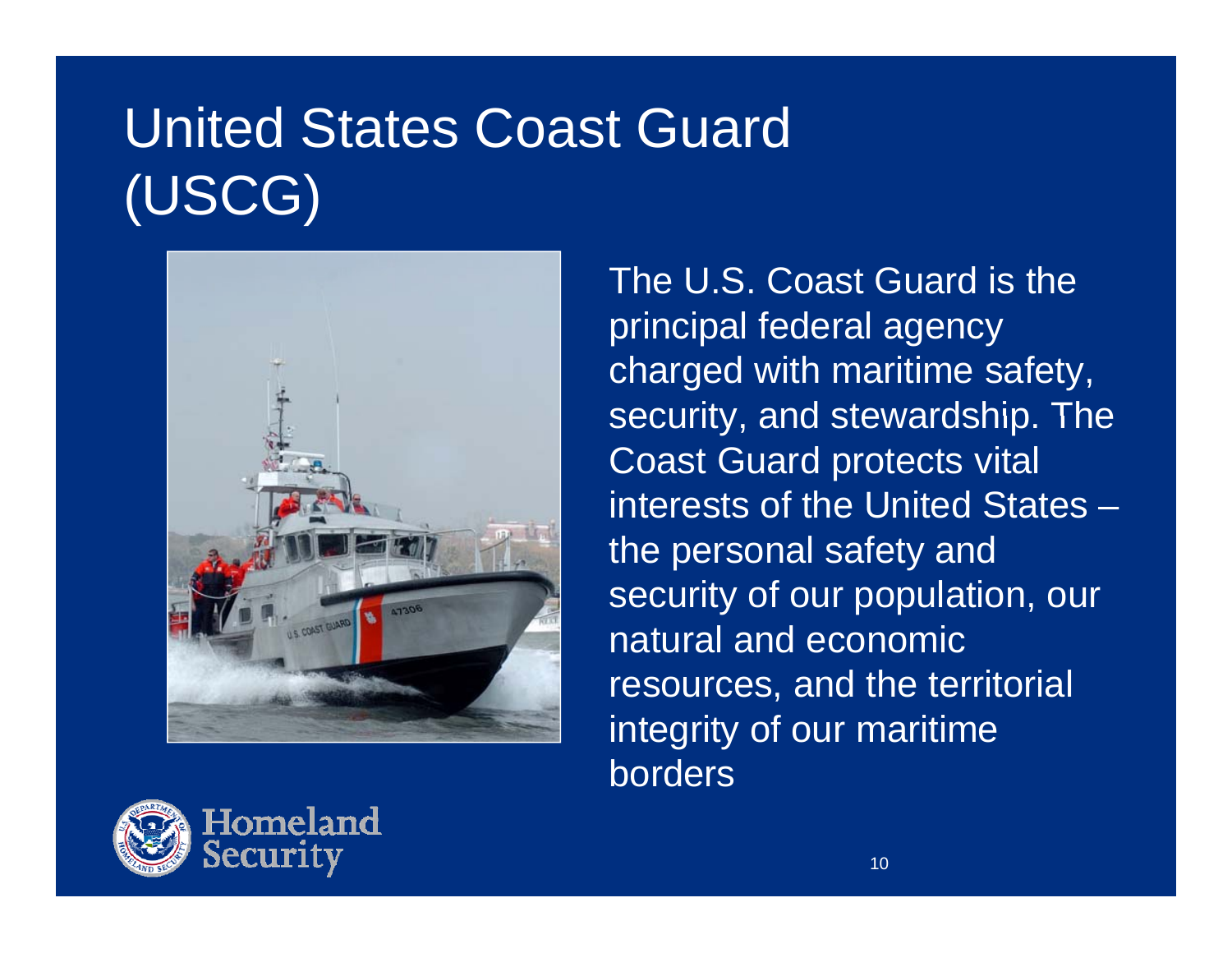# United States Coast Guard (USCG)

The U.S. Coast Guard is the principal federal agency charged with maritime safety, security, and stewardship. The Coast Guard protects vital interests of the United States – the personal safety and security of our population, our natural and economic resources, and the territorial integrity of our maritime borders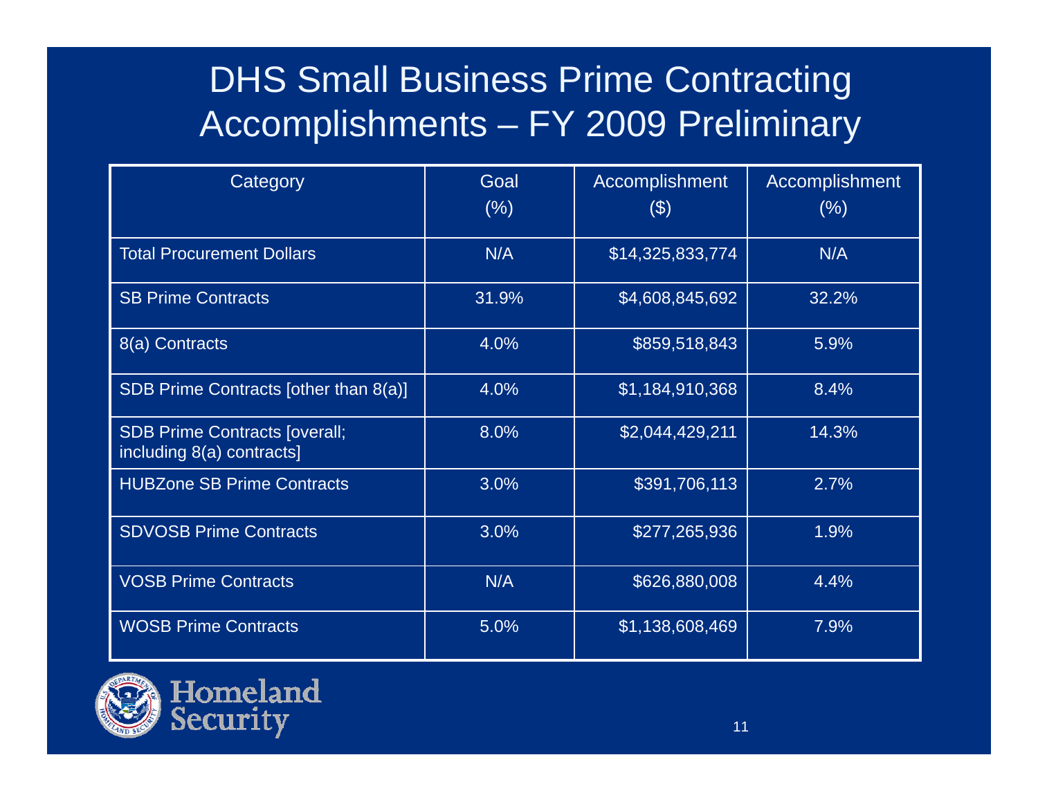# DHS Small Business Prime Contracting Accomplishments – FY 2009 Preliminary

| Category | Goal (%) | Accomplishment ($) | Accomplishment (%) |
|---|---|---|---|
| Total Procurement Dollars | N/A | $14,325,833,774 | N/A |
| SB Prime Contracts | 31.9% | $4,608,845,692 | 32.2% |
| 8(a) Contracts | 4.0% | $859,518,843 | 5.9% |
| SDB Prime Contracts [other than 8(a)] | 4.0% | $1,184,910,368 | 8.4% |
| SDB Prime Contracts [overall; including 8(a) contracts] | 8.0% | $2,044,429,211 | 14.3% |
| HUBZone SB Prime Contracts | 3.0% | $391,706,113 | 2.7% |
| SDVOSB Prime Contracts | 3.0% | $277,265,936 | 1.9% |
| VOSB Prime Contracts | N/A | $626,880,008 | 4.4% |
| WOSB Prime Contracts | 5.0% | $1,138,608,469 | 7.9% |

Homeland Security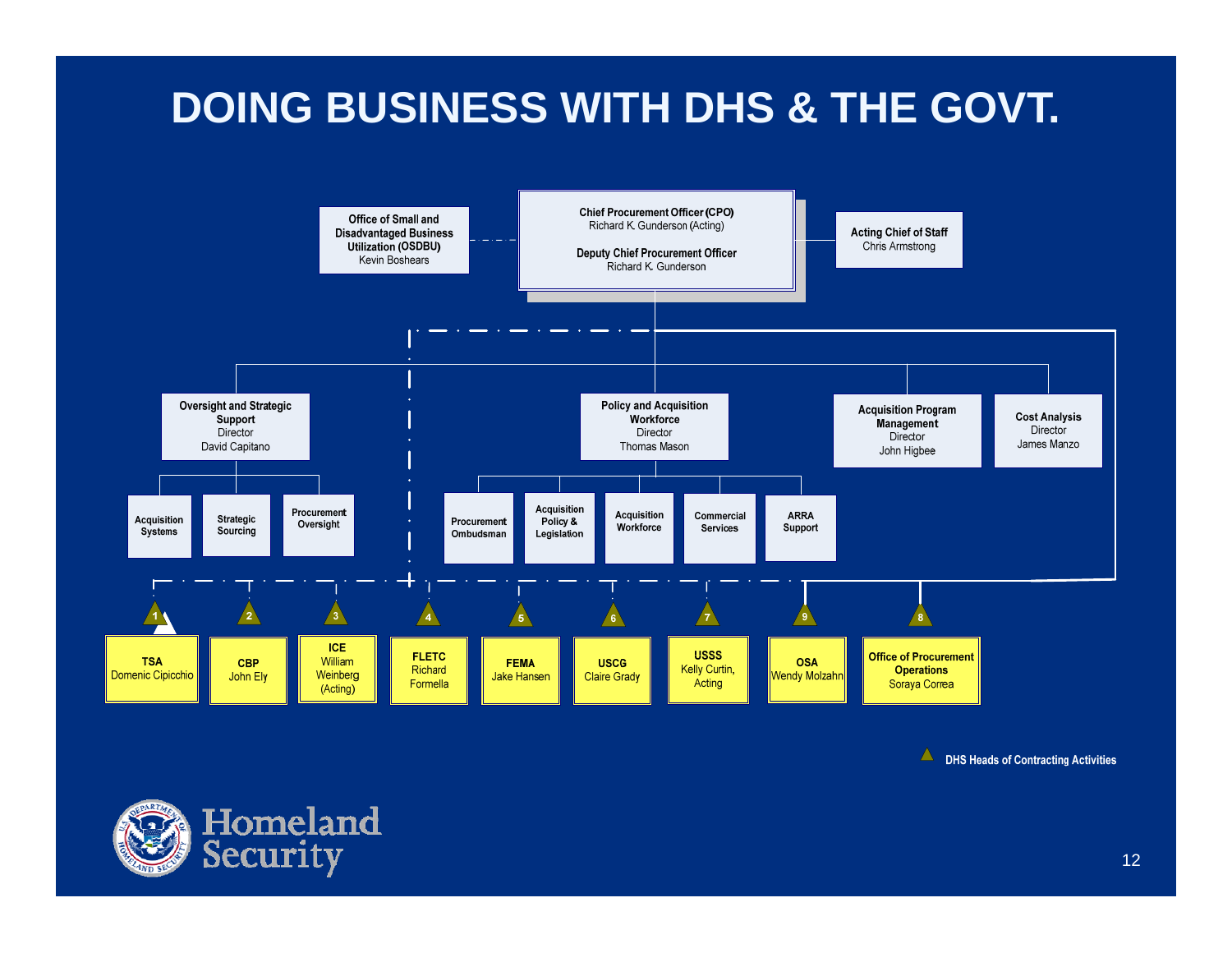# DOING BUSINESS WITH DHS & THE GOVT.

**Chief Procurement Officer (CPO)**
Richard K. Gunderson (Acting)

**Deputy Chief Procurement Officer**
Richard K. Gunderson

**Office of Small and Disadvantaged Business Utilization (OSDBU)**
Kevin Boshears

**Acting Chief of Staff**
Chris Armstrong

**Oversight and Strategic Support**
Director
David Capitano

- Acquisition Systems
- Strategic Sourcing
- Procurement Oversight

**Policy and Acquisition Workforce**
Director
Thomas Mason

- Procurement Ombudsman
- Acquisition Policy & Legislation
- Acquisition Workforce
- Commercial Services
- ARRA Support

**Acquisition Program Management**
Director
John Higbee

**Cost Analysis**
Director
James Manzo

DHS Heads of Contracting Activities:

1. **TSA** – Domenic Cipicchio
2. **CBP** – John Ely
3. **ICE** – William Weinberg (Acting)
4. **FLETC** – Richard Formella
5. **FEMA** – Jake Hansen
6. **USCG** – Claire Grady
7. **USSS** – Kelly Curtin, Acting
8. **Office of Procurement Operations** – Soraya Correa
9. **OSA** – Wendy Molzahn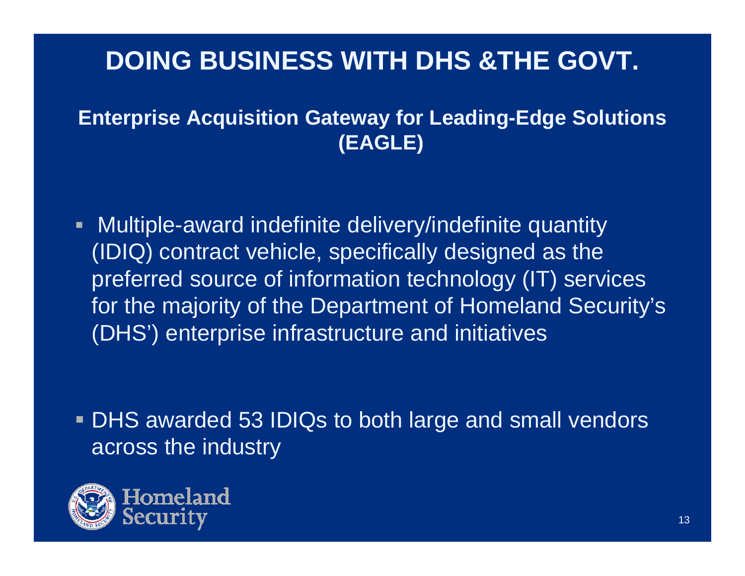# DOING BUSINESS WITH DHS &THE GOVT.

## Enterprise Acquisition Gateway for Leading-Edge Solutions (EAGLE)

- Multiple-award indefinite delivery/indefinite quantity (IDIQ) contract vehicle, specifically designed as the preferred source of information technology (IT) services for the majority of the Department of Homeland Security's (DHS') enterprise infrastructure and initiatives

- DHS awarded 53 IDIQs to both large and small vendors across the industry

Homeland Security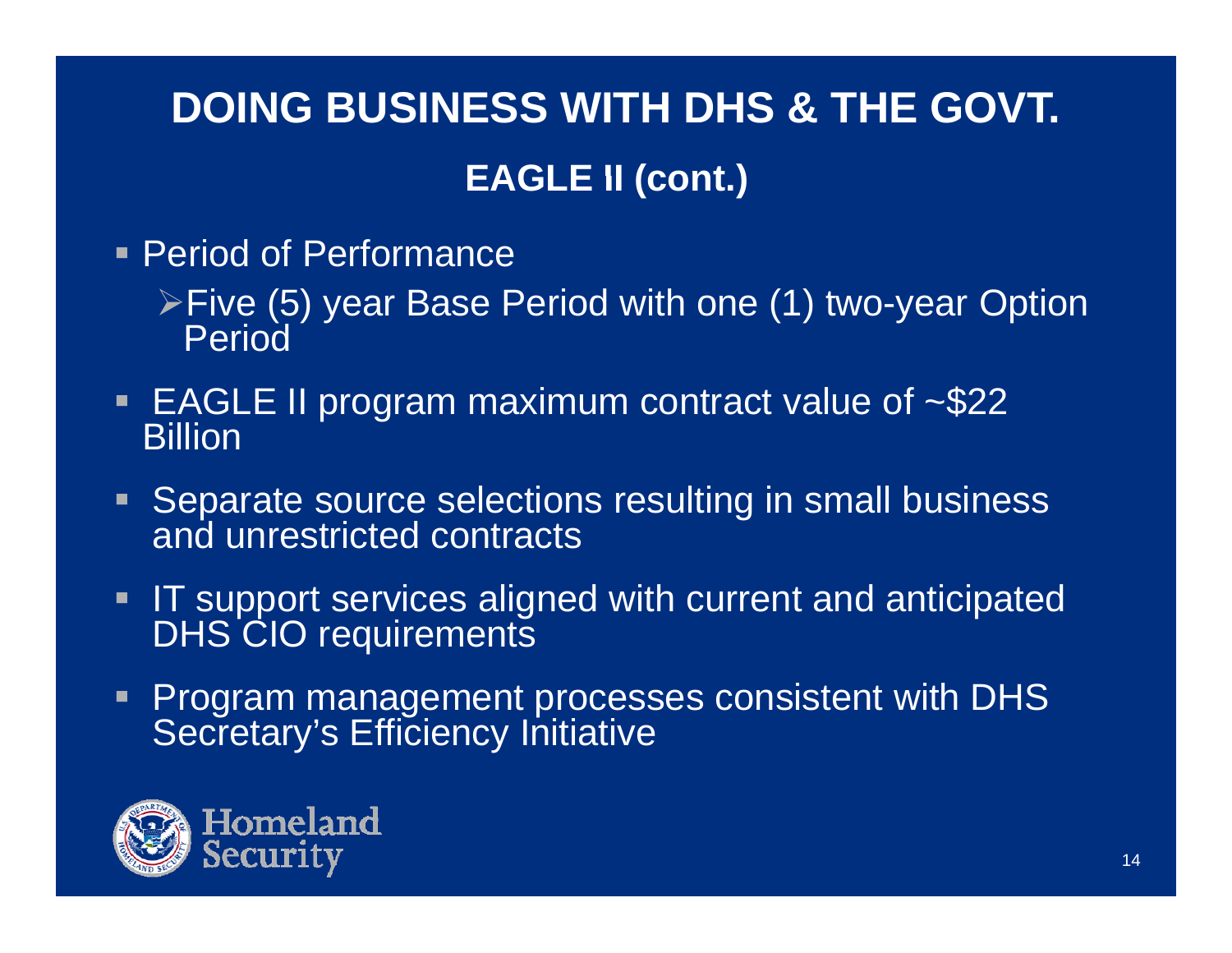# DOING BUSINESS WITH DHS & THE GOVT.

## EAGLE II (cont.)

- Period of Performance
  - Five (5) year Base Period with one (1) two-year Option Period
- EAGLE II program maximum contract value of ~$22 Billion
- Separate source selections resulting in small business and unrestricted contracts
- IT support services aligned with current and anticipated DHS CIO requirements
- Program management processes consistent with DHS Secretary's Efficiency Initiative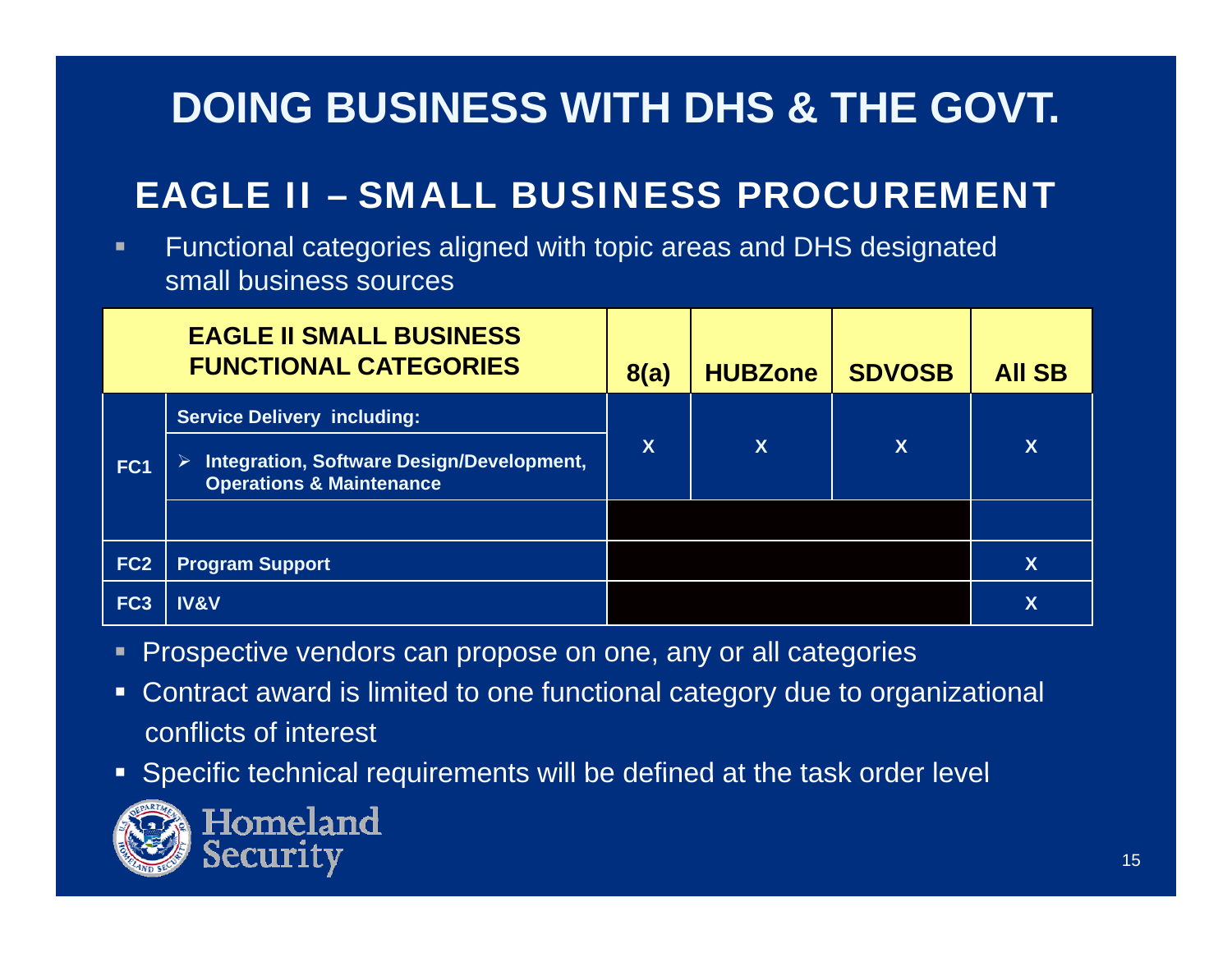# DOING BUSINESS WITH DHS & THE GOVT.

## EAGLE II – SMALL BUSINESS PROCUREMENT

- Functional categories aligned with topic areas and DHS designated small business sources

| EAGLE II SMALL BUSINESS FUNCTIONAL CATEGORIES | | 8(a) | HUBZone | SDVOSB | All SB |
|---|---|---|---|---|---|
| FC1 | **Service Delivery including:** ➢ Integration, Software Design/Development, Operations & Maintenance | X | X | X | X |
| | | | | | |
| FC2 | Program Support | | | | X |
| FC3 | IV&V | | | | X |

- Prospective vendors can propose on one, any or all categories
- Contract award is limited to one functional category due to organizational conflicts of interest
- Specific technical requirements will be defined at the task order level

Homeland Security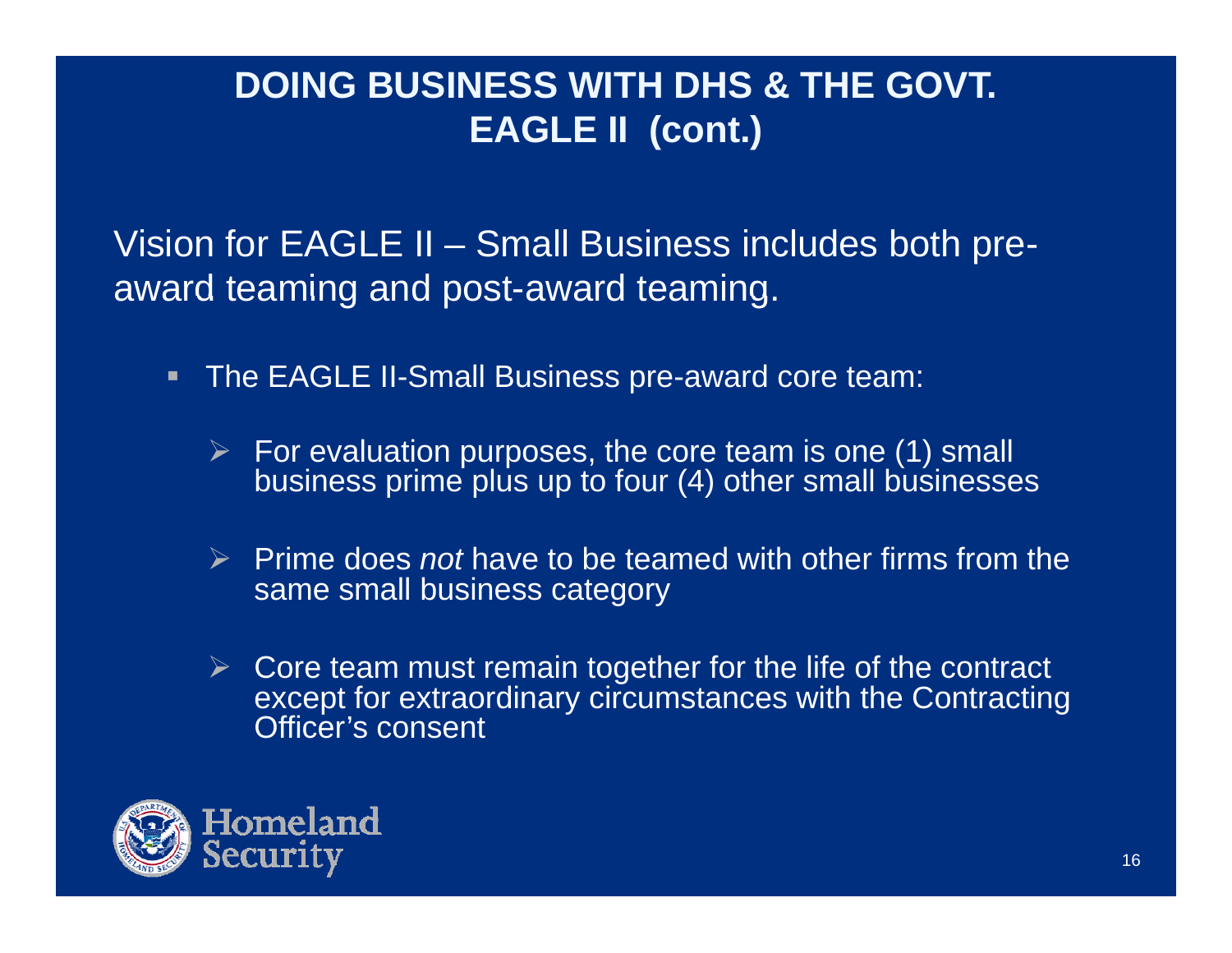# DOING BUSINESS WITH DHS & THE GOVT.
# EAGLE II (cont.)

Vision for EAGLE II – Small Business includes both pre-award teaming and post-award teaming.

- The EAGLE II-Small Business pre-award core team:
  - For evaluation purposes, the core team is one (1) small business prime plus up to four (4) other small businesses
  - Prime does *not* have to be teamed with other firms from the same small business category
  - Core team must remain together for the life of the contract except for extraordinary circumstances with the Contracting Officer's consent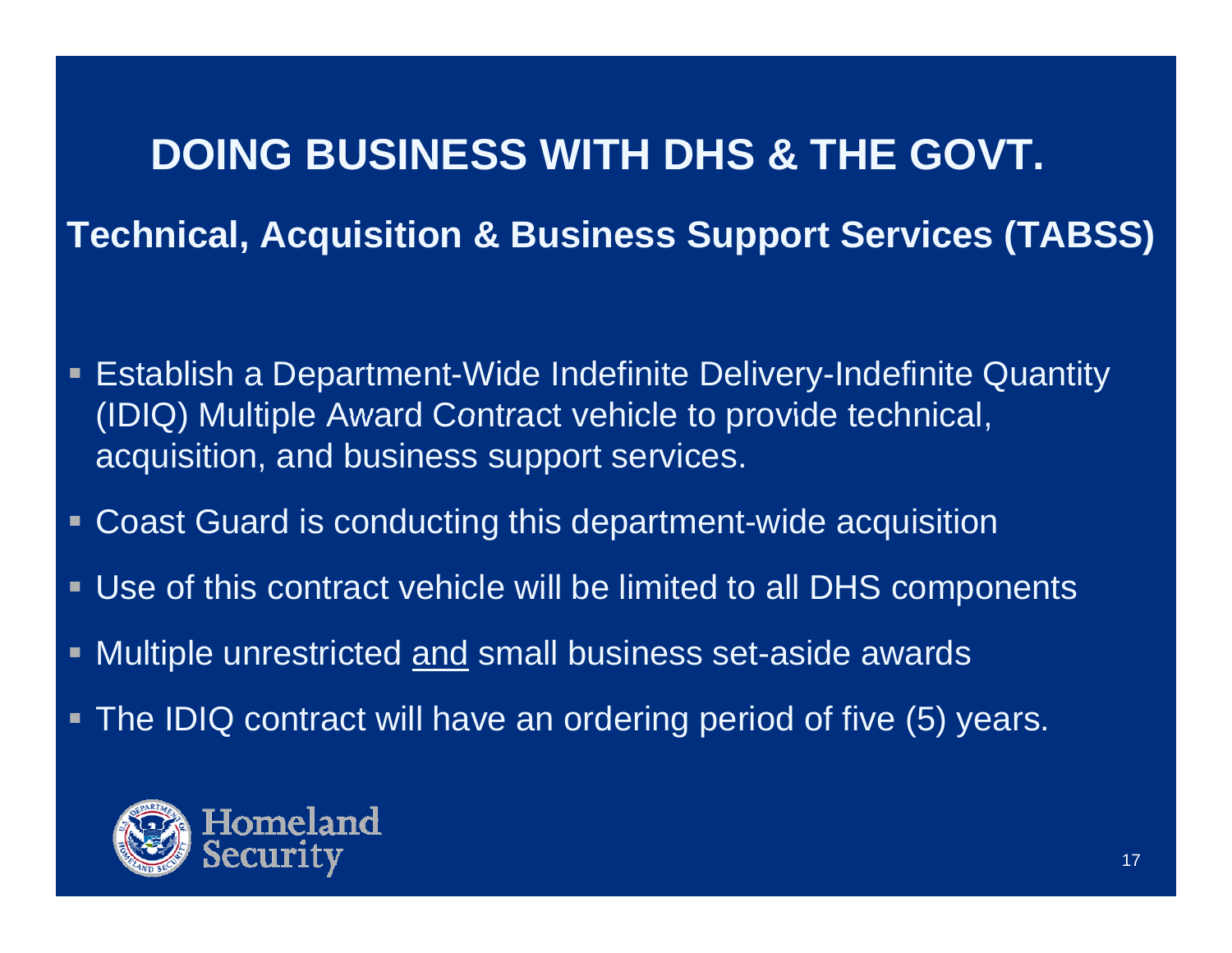# DOING BUSINESS WITH DHS & THE GOVT.

## Technical, Acquisition & Business Support Services (TABSS)

- Establish a Department-Wide Indefinite Delivery-Indefinite Quantity (IDIQ) Multiple Award Contract vehicle to provide technical, acquisition, and business support services.
- Coast Guard is conducting this department-wide acquisition
- Use of this contract vehicle will be limited to all DHS components
- Multiple unrestricted <u>and</u> small business set-aside awards
- The IDIQ contract will have an ordering period of five (5) years.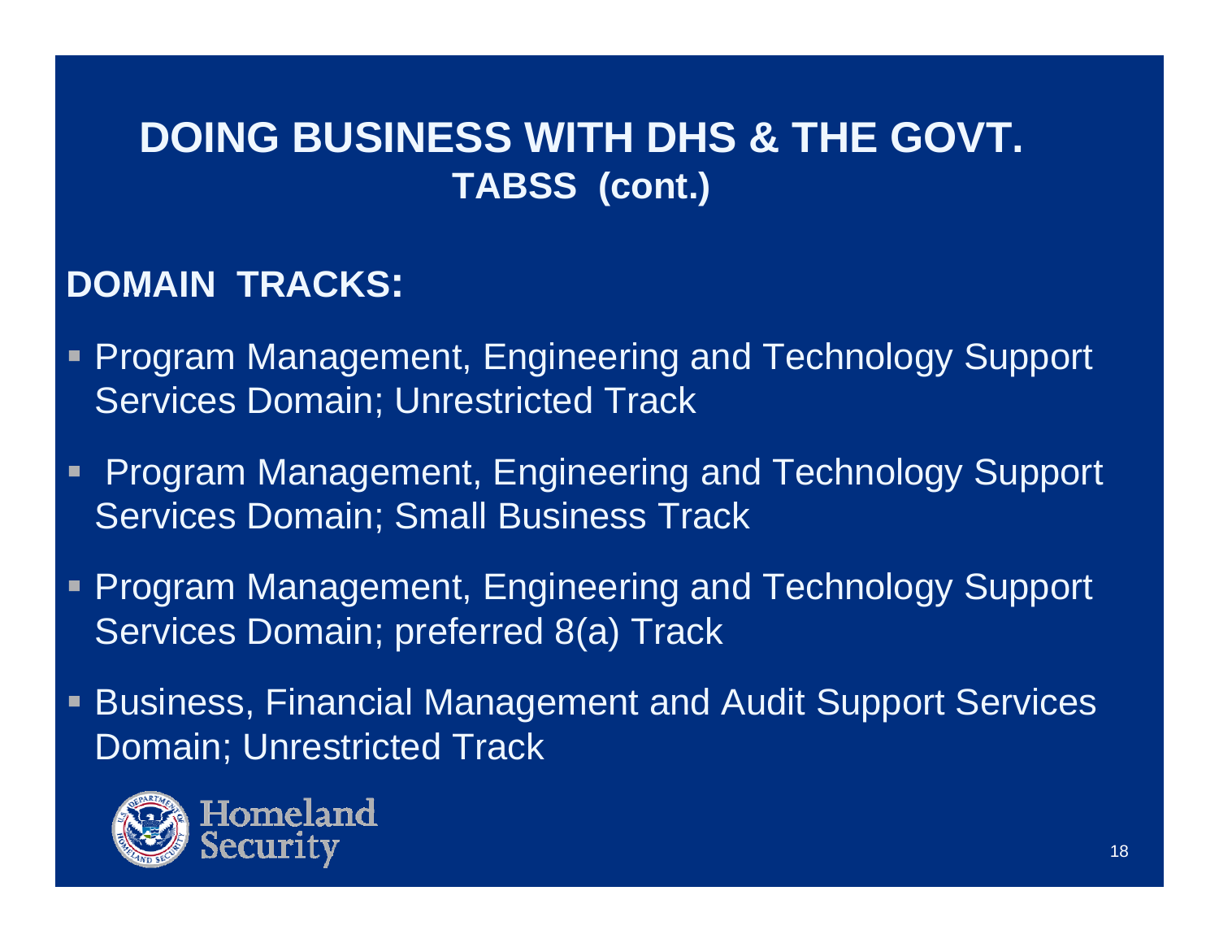# DOING BUSINESS WITH DHS & THE GOVT.
## TABSS (cont.)

**DOMAIN TRACKS:**

- Program Management, Engineering and Technology Support Services Domain; Unrestricted Track
- Program Management, Engineering and Technology Support Services Domain; Small Business Track
- Program Management, Engineering and Technology Support Services Domain; preferred 8(a) Track
- Business, Financial Management and Audit Support Services Domain; Unrestricted Track

Homeland Security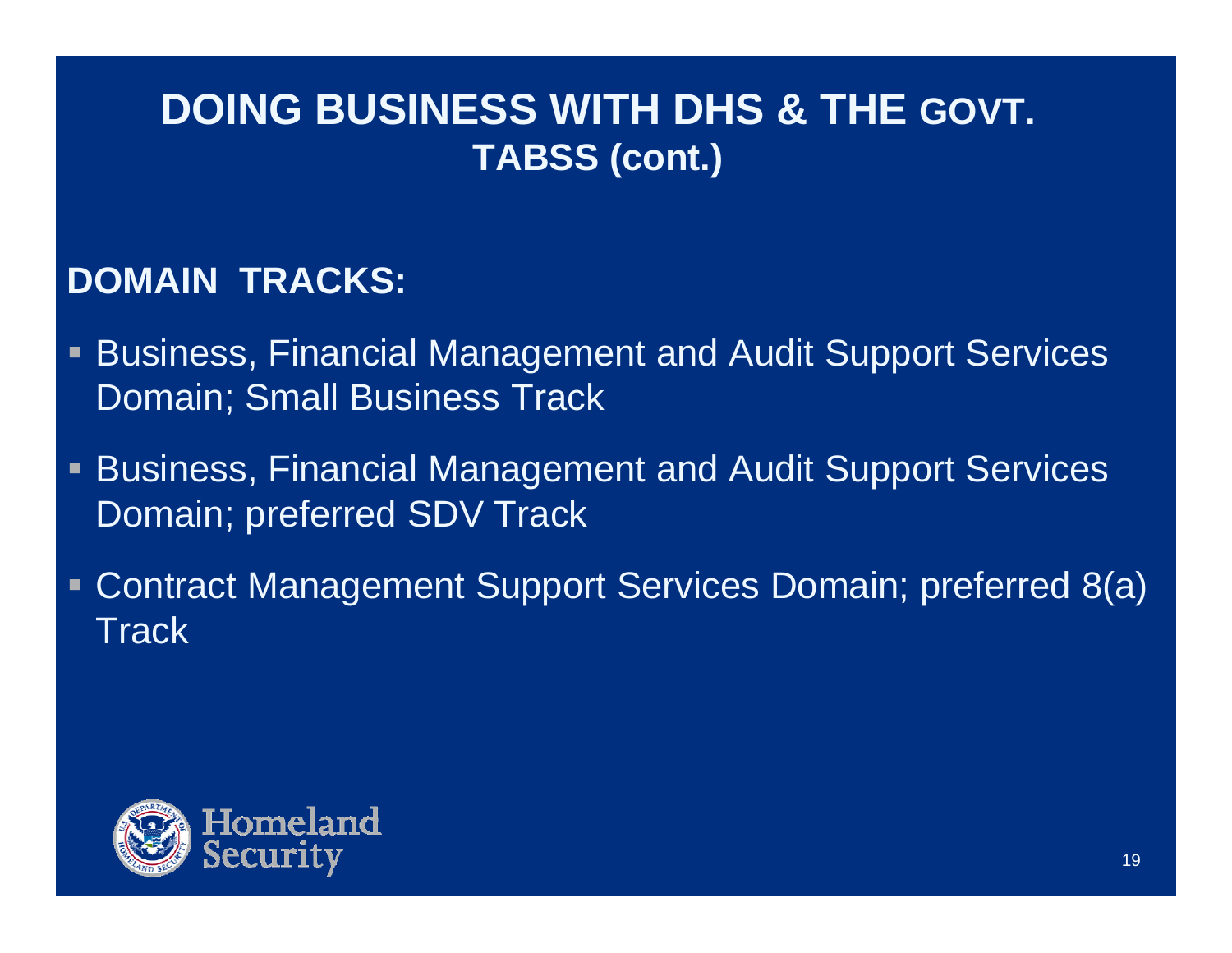# DOING BUSINESS WITH DHS & THE GOVT.
## TABSS (cont.)

**DOMAIN TRACKS:**

- Business, Financial Management and Audit Support Services Domain; Small Business Track
- Business, Financial Management and Audit Support Services Domain; preferred SDV Track
- Contract Management Support Services Domain; preferred 8(a) Track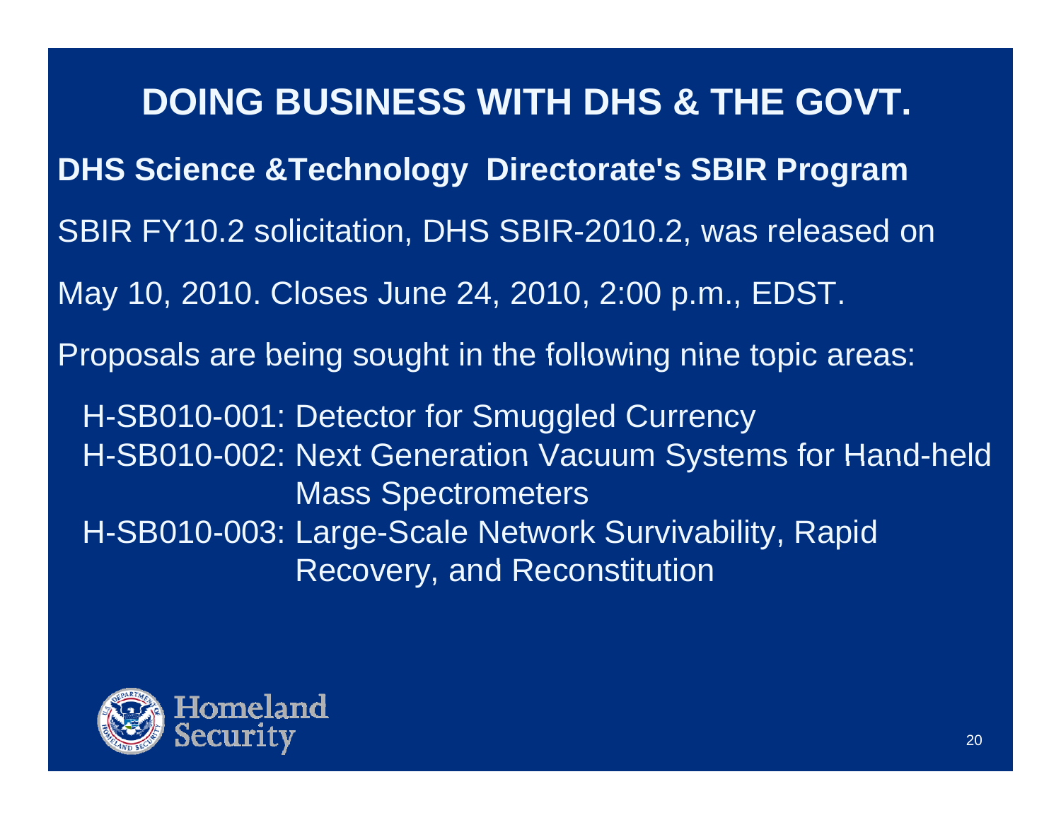# DOING BUSINESS WITH DHS & THE GOVT.

**DHS Science &Technology Directorate's SBIR Program**

SBIR FY10.2 solicitation, DHS SBIR-2010.2, was released on May 10, 2010. Closes June 24, 2010, 2:00 p.m., EDST.

Proposals are being sought in the following nine topic areas:

- H-SB010-001: Detector for Smuggled Currency
- H-SB010-002: Next Generation Vacuum Systems for Hand-held Mass Spectrometers
- H-SB010-003: Large-Scale Network Survivability, Rapid Recovery, and Reconstitution

Homeland Security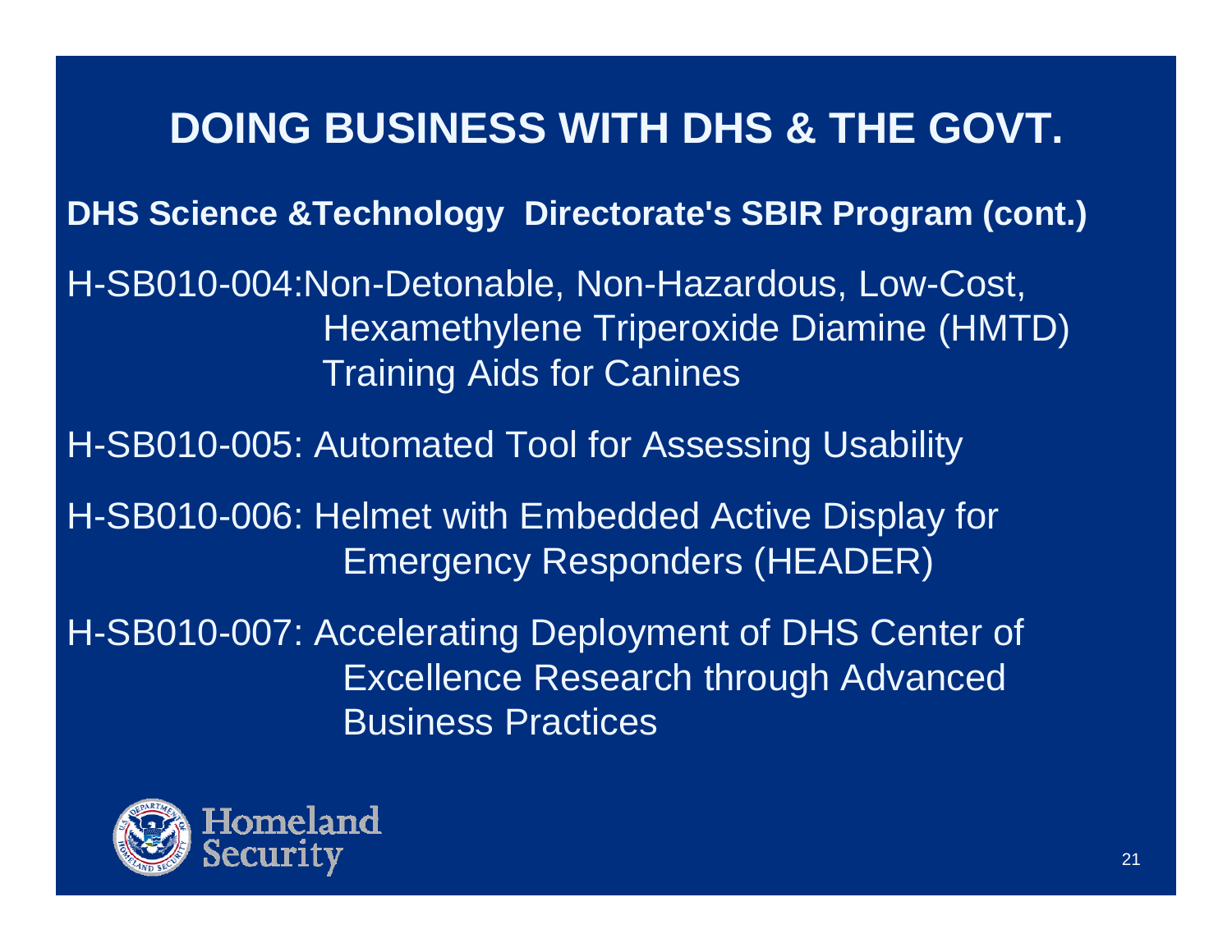# DOING BUSINESS WITH DHS & THE GOVT.

**DHS Science &Technology Directorate's SBIR Program (cont.)**

H-SB010-004:Non-Detonable, Non-Hazardous, Low-Cost, Hexamethylene Triperoxide Diamine (HMTD) Training Aids for Canines

H-SB010-005: Automated Tool for Assessing Usability

H-SB010-006: Helmet with Embedded Active Display for Emergency Responders (HEADER)

H-SB010-007: Accelerating Deployment of DHS Center of Excellence Research through Advanced Business Practices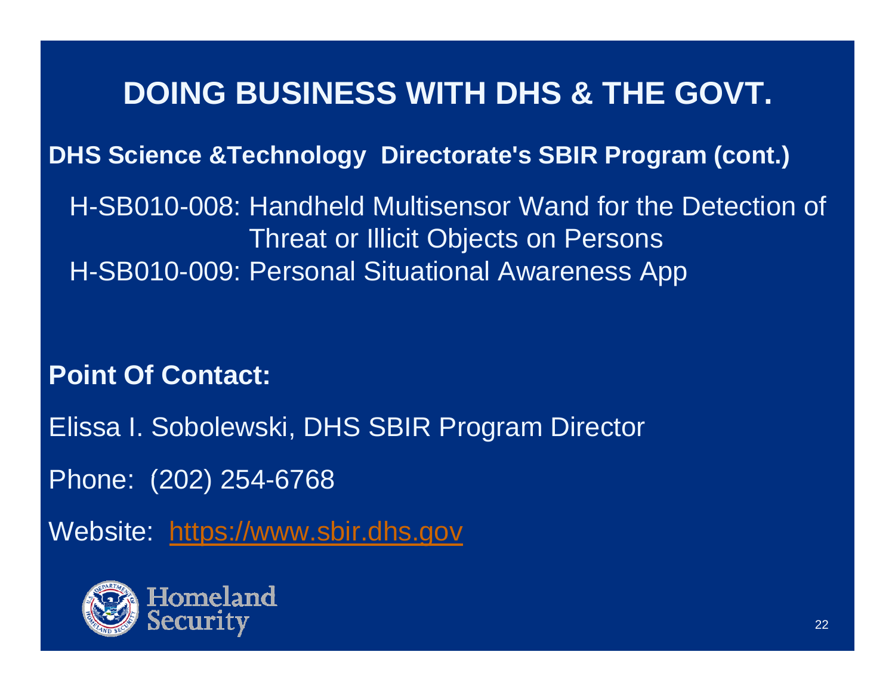# DOING BUSINESS WITH DHS & THE GOVT.

**DHS Science &Technology Directorate's SBIR Program (cont.)**

H-SB010-008: Handheld Multisensor Wand for the Detection of Threat or Illicit Objects on Persons

H-SB010-009: Personal Situational Awareness App

**Point Of Contact:**

Elissa I. Sobolewski, DHS SBIR Program Director

Phone: (202) 254-6768

Website: https://www.sbir.dhs.gov

Homeland Security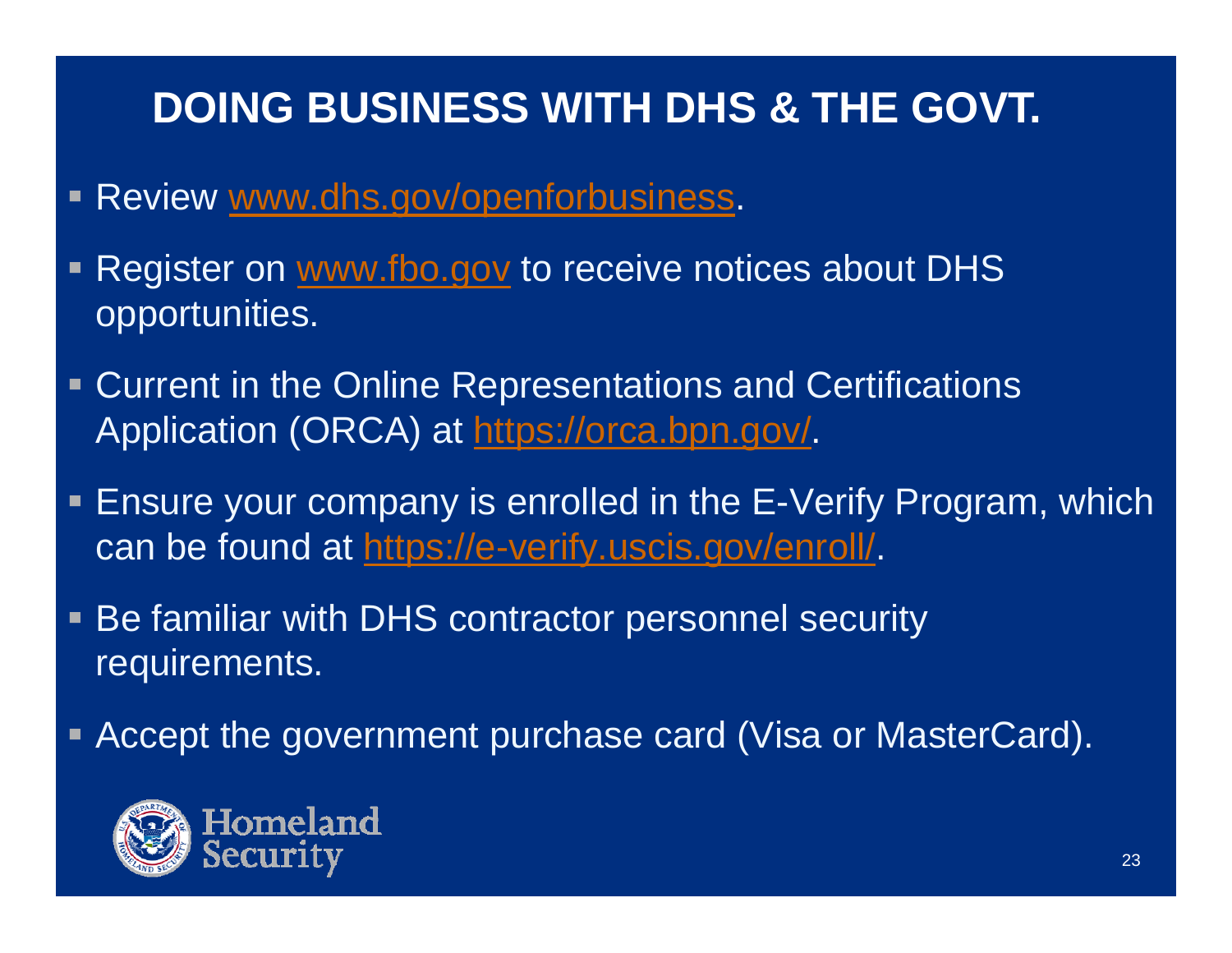# DOING BUSINESS WITH DHS & THE GOVT.

- Review www.dhs.gov/openforbusiness.
- Register on www.fbo.gov to receive notices about DHS opportunities.
- Current in the Online Representations and Certifications Application (ORCA) at https://orca.bpn.gov/.
- Ensure your company is enrolled in the E-Verify Program, which can be found at https://e-verify.uscis.gov/enroll/.
- Be familiar with DHS contractor personnel security requirements.
- Accept the government purchase card (Visa or MasterCard).

Homeland Security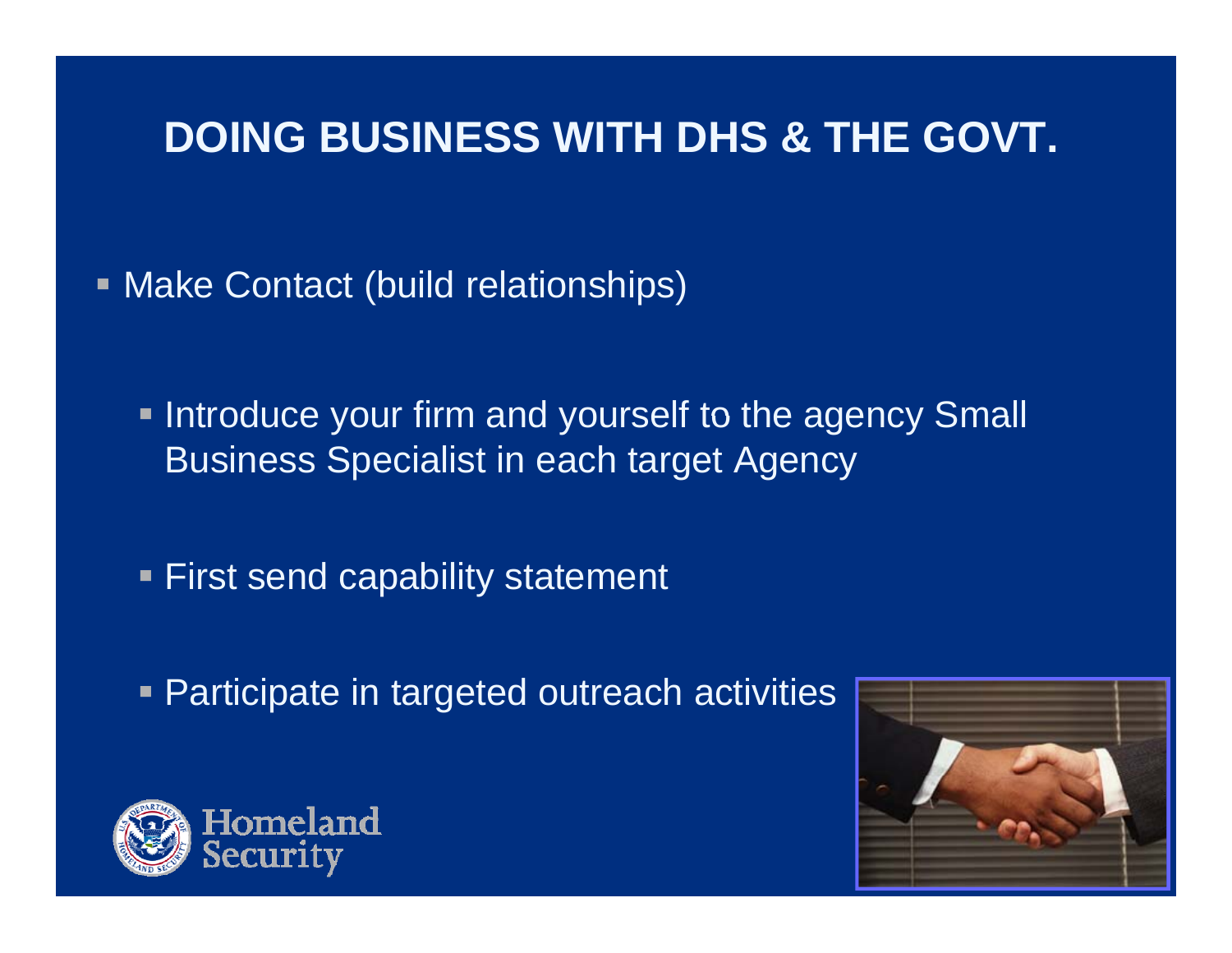# DOING BUSINESS WITH DHS & THE GOVT.

- Make Contact (build relationships)
  - Introduce your firm and yourself to the agency Small Business Specialist in each target Agency
  - First send capability statement
  - Participate in targeted outreach activities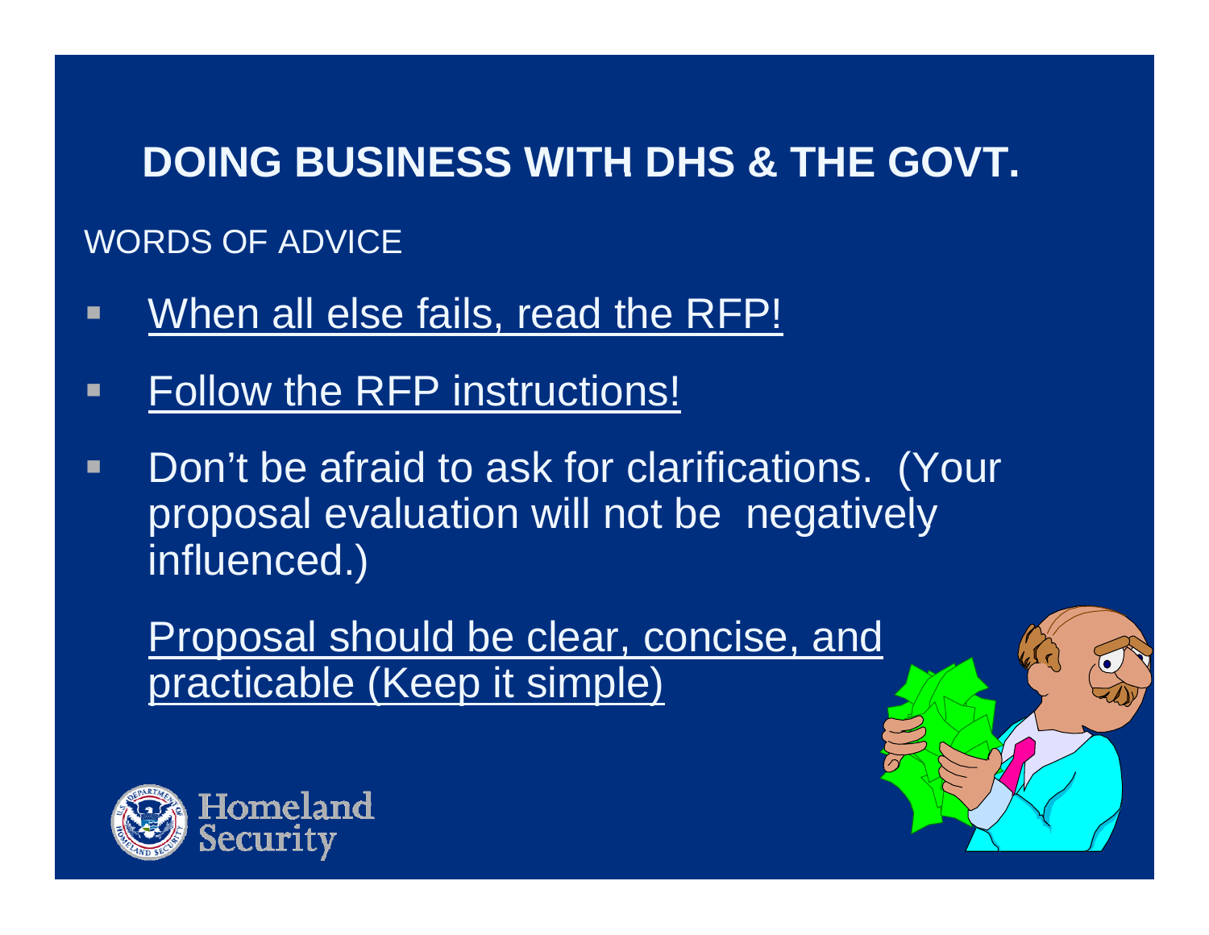# DOING BUSINESS WITH DHS & THE GOVT.

WORDS OF ADVICE

- When all else fails, read the RFP!
- Follow the RFP instructions!
- Don't be afraid to ask for clarifications. (Your proposal evaluation will not be negatively influenced.)

  Proposal should be clear, concise, and practicable (Keep it simple)

Homeland Security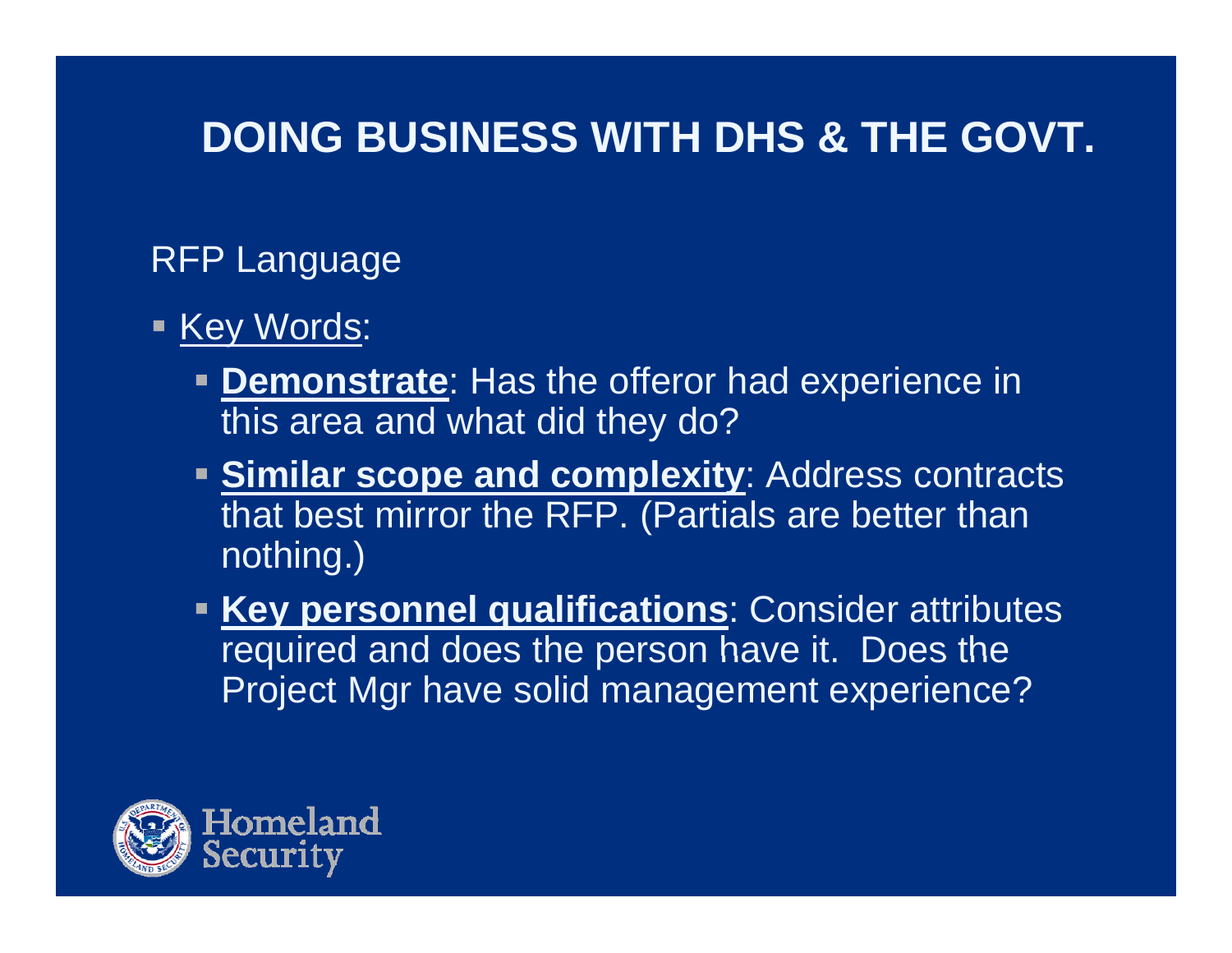# DOING BUSINESS WITH DHS & THE GOVT.

RFP Language

- Key Words:
  - **Demonstrate**: Has the offeror had experience in this area and what did they do?
  - **Similar scope and complexity**: Address contracts that best mirror the RFP. (Partials are better than nothing.)
  - **Key personnel qualifications**: Consider attributes required and does the person have it. Does the Project Mgr have solid management experience?

Homeland Security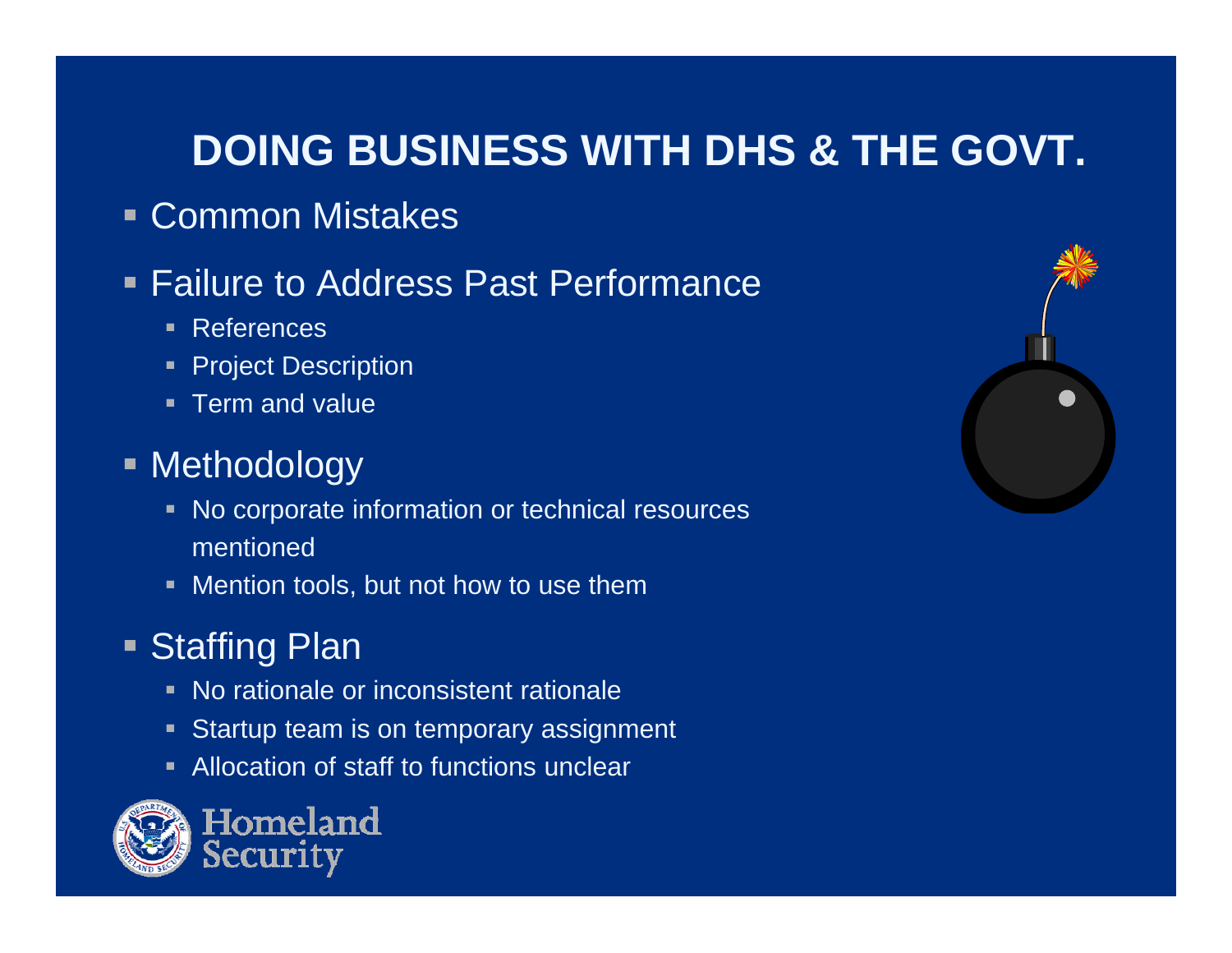# DOING BUSINESS WITH DHS & THE GOVT.

- Common Mistakes
- Failure to Address Past Performance
  - References
  - Project Description
  - Term and value
- Methodology
  - No corporate information or technical resources mentioned
  - Mention tools, but not how to use them
- Staffing Plan
  - No rationale or inconsistent rationale
  - Startup team is on temporary assignment
  - Allocation of staff to functions unclear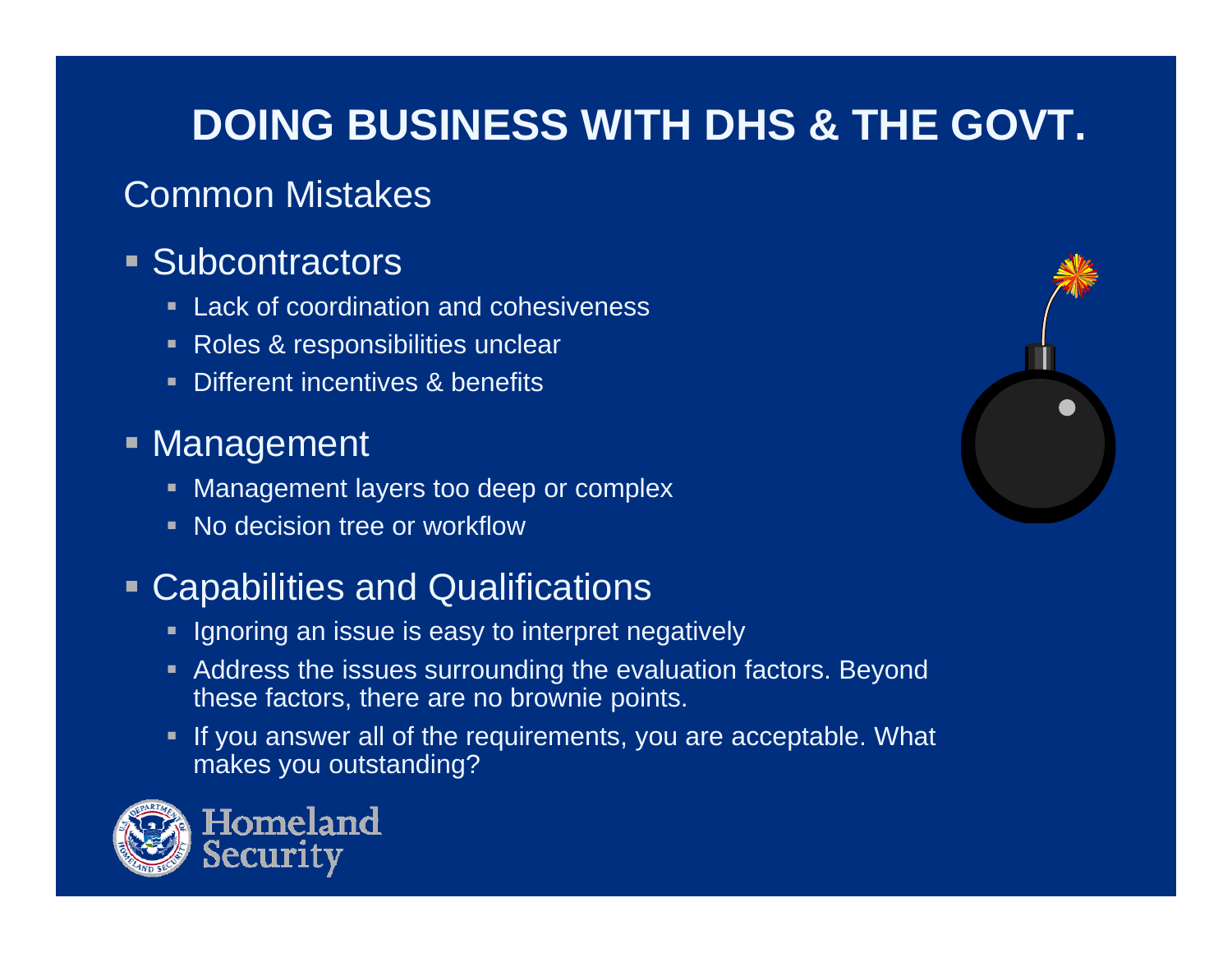# DOING BUSINESS WITH DHS & THE GOVT.

## Common Mistakes

- Subcontractors
  - Lack of coordination and cohesiveness
  - Roles & responsibilities unclear
  - Different incentives & benefits
- Management
  - Management layers too deep or complex
  - No decision tree or workflow
- Capabilities and Qualifications
  - Ignoring an issue is easy to interpret negatively
  - Address the issues surrounding the evaluation factors. Beyond these factors, there are no brownie points.
  - If you answer all of the requirements, you are acceptable. What makes you outstanding?

Homeland Security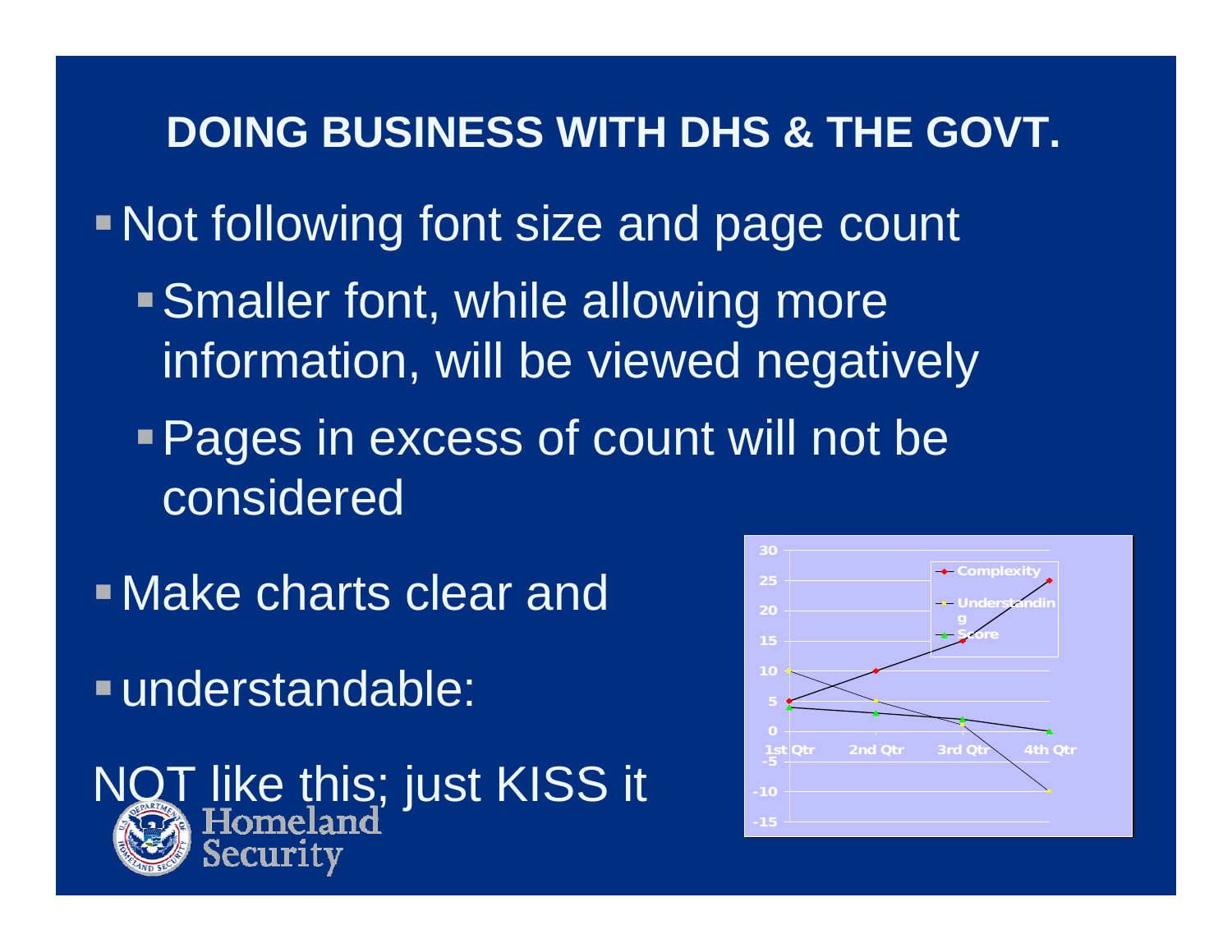# DOING BUSINESS WITH DHS & THE GOVT.

- Not following font size and page count
  - Smaller font, while allowing more information, will be viewed negatively
  - Pages in excess of count will not be considered
- Make charts clear and
- understandable:

NOT like this; just KISS it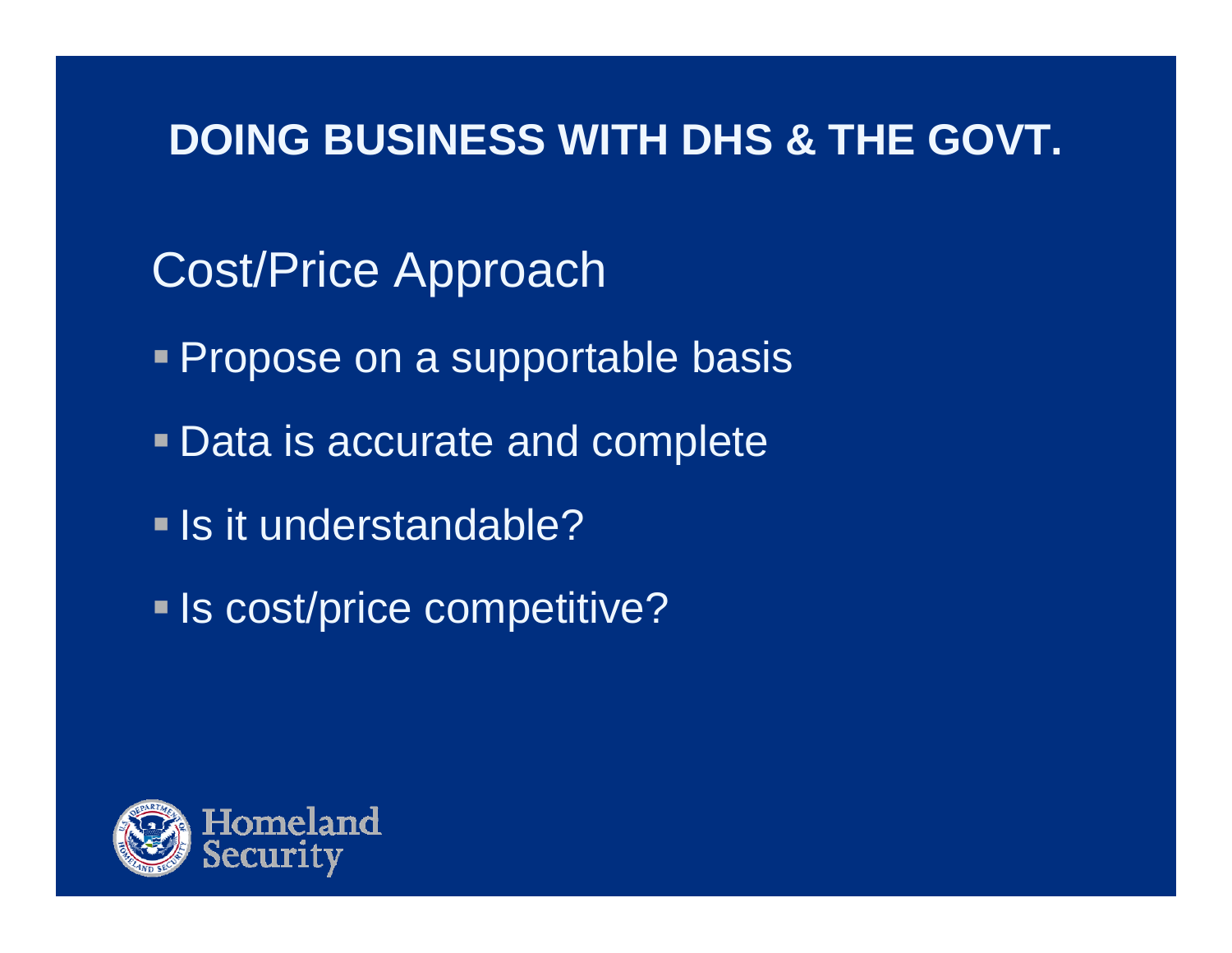# DOING BUSINESS WITH DHS & THE GOVT.

## Cost/Price Approach

- Propose on a supportable basis
- Data is accurate and complete
- Is it understandable?
- Is cost/price competitive?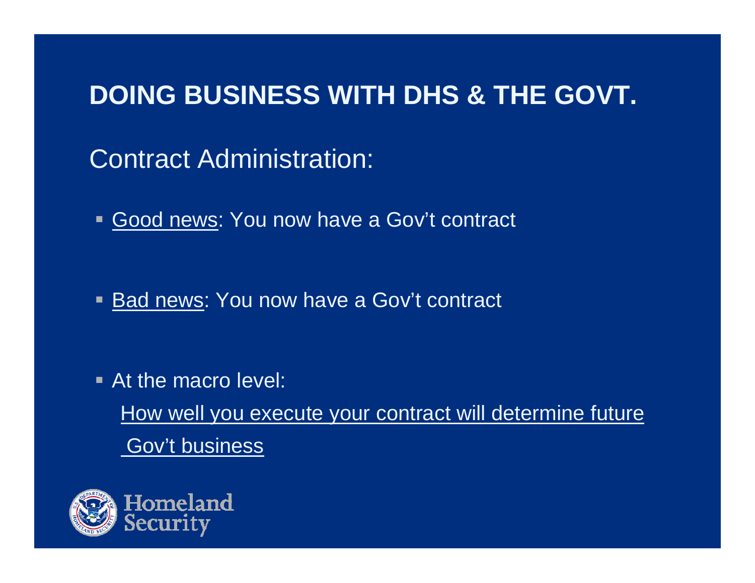# DOING BUSINESS WITH DHS & THE GOVT.

## Contract Administration:

- Good news: You now have a Gov't contract

- Bad news: You now have a Gov't contract

- At the macro level:

  How well you execute your contract will determine future Gov't business

Homeland Security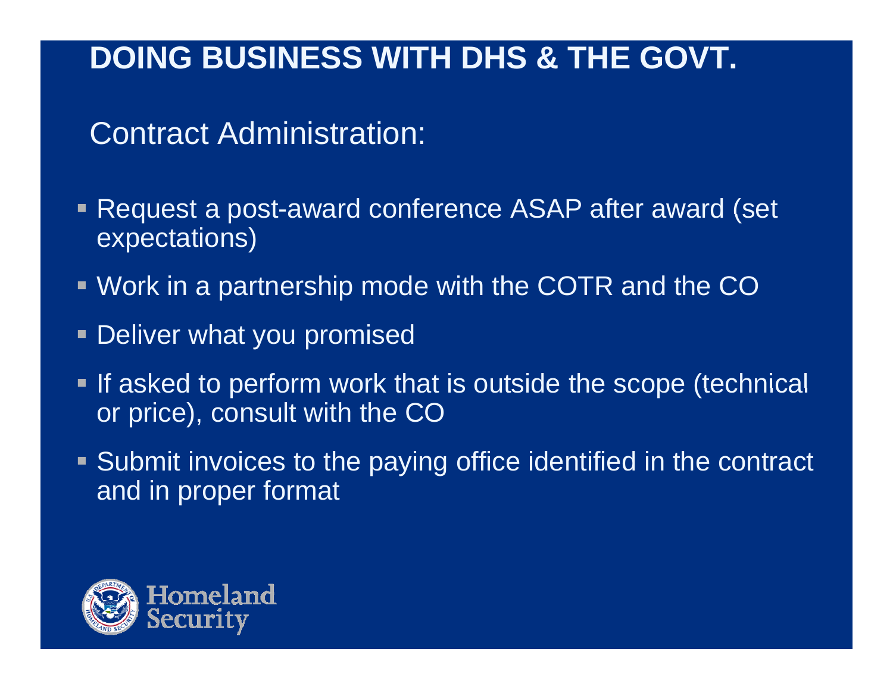# DOING BUSINESS WITH DHS & THE GOVT.

## Contract Administration:

- Request a post-award conference ASAP after award (set expectations)
- Work in a partnership mode with the COTR and the CO
- Deliver what you promised
- If asked to perform work that is outside the scope (technical or price), consult with the CO
- Submit invoices to the paying office identified in the contract and in proper format

Homeland Security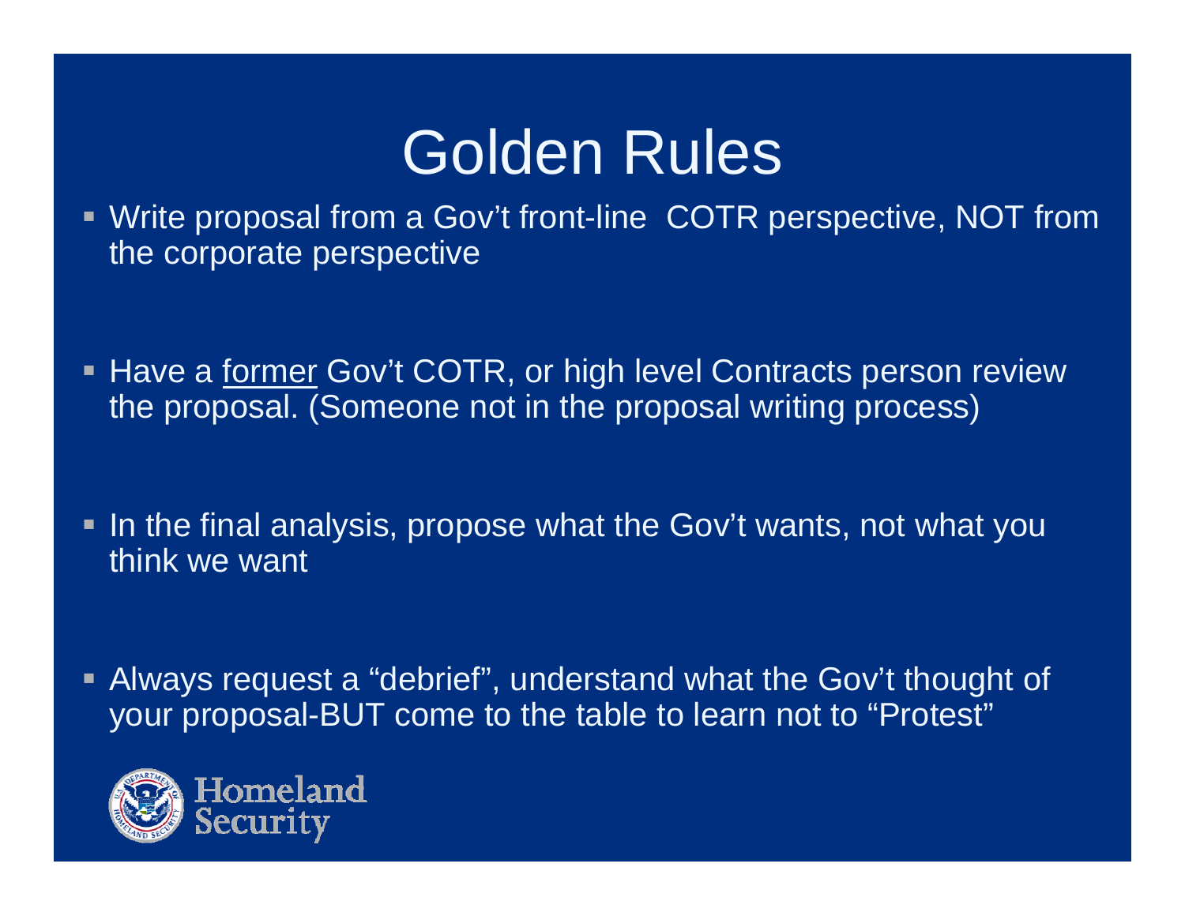# Golden Rules

- Write proposal from a Gov't front-line COTR perspective, NOT from the corporate perspective
- Have a <u>former</u> Gov't COTR, or high level Contracts person review the proposal. (Someone not in the proposal writing process)
- In the final analysis, propose what the Gov't wants, not what you think we want
- Always request a "debrief", understand what the Gov't thought of your proposal-BUT come to the table to learn not to "Protest"

Homeland Security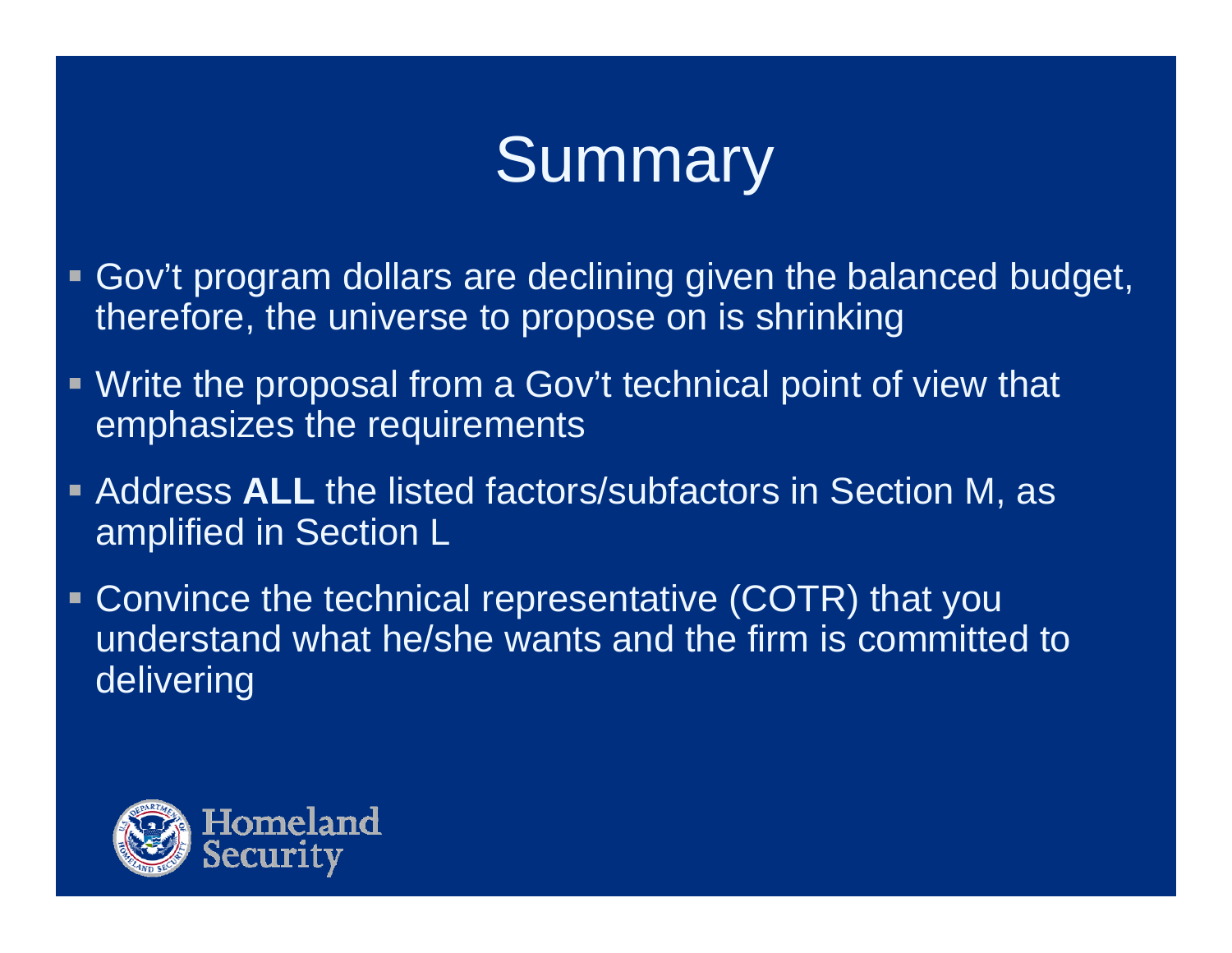# Summary

- Gov't program dollars are declining given the balanced budget, therefore, the universe to propose on is shrinking
- Write the proposal from a Gov't technical point of view that emphasizes the requirements
- Address **ALL** the listed factors/subfactors in Section M, as amplified in Section L
- Convince the technical representative (COTR) that you understand what he/she wants and the firm is committed to delivering

Homeland Security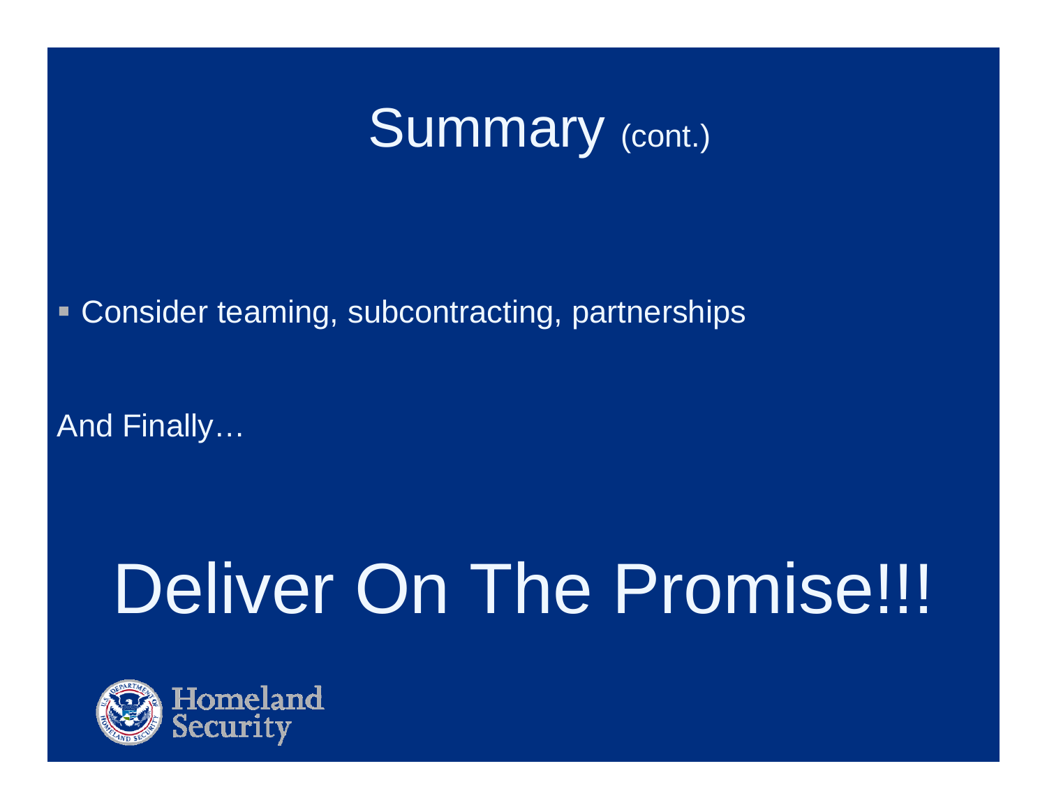# Summary (cont.)

- Consider teaming, subcontracting, partnerships

And Finally…

# Deliver On The Promise!!!

Homeland Security